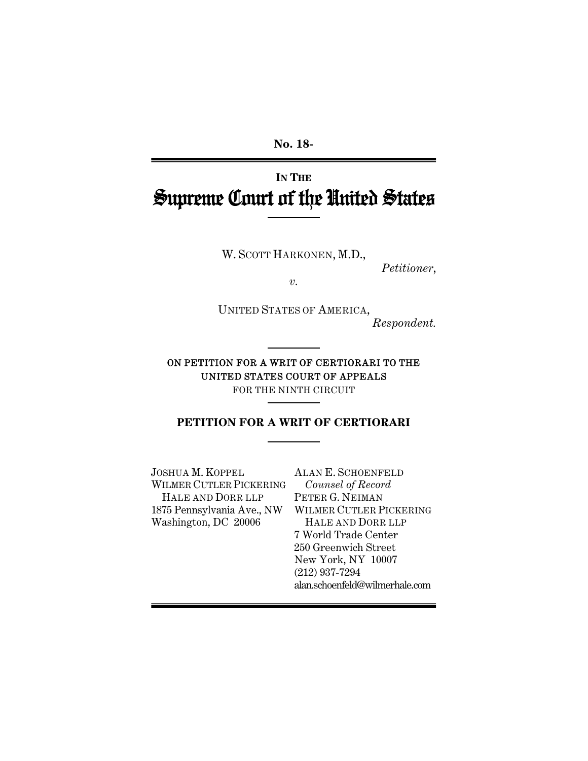**No. 18-**

**IN THE**

# Supreme Court of the United States

W. SCOTT HARKONEN, M.D.,

*Petitioner*,

*v.*

UNITED STATES OF AMERICA,

*Respondent.*

ON PETITION FOR A WRIT OF CERTIORARI TO THE UNITED STATES COURT OF APPEALS FOR THE NINTH CIRCUIT

**PETITION FOR A WRIT OF CERTIORARI**

JOSHUA M. KOPPEL
WILMER CUTLER PICKERING
HALE AND DORR LLP
1875 Pennsylvania Ave., NW
Washington, DC 20006

ALAN E. SCHOENFELD
*Counsel of Record*
PETER G. NEIMAN
WILMER CUTLER PICKERING
HALE AND DORR LLP
7 World Trade Center
250 Greenwich Street
New York, NY 10007
(212) 937-7294
alan.schoenfeld@wilmerhale.com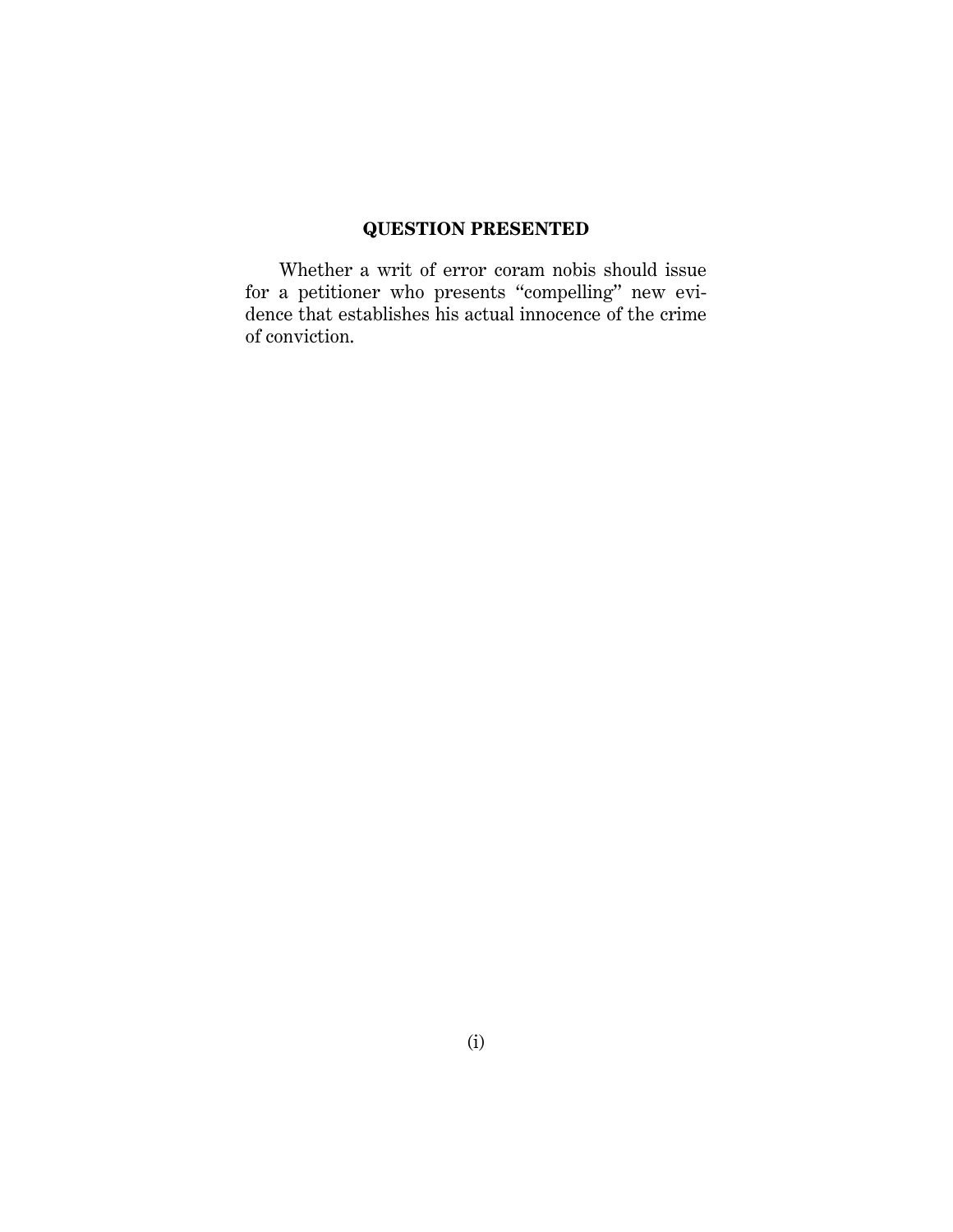## QUESTION PRESENTED

Whether a writ of error coram nobis should issue for a petitioner who presents "compelling" new evidence that establishes his actual innocence of the crime of conviction.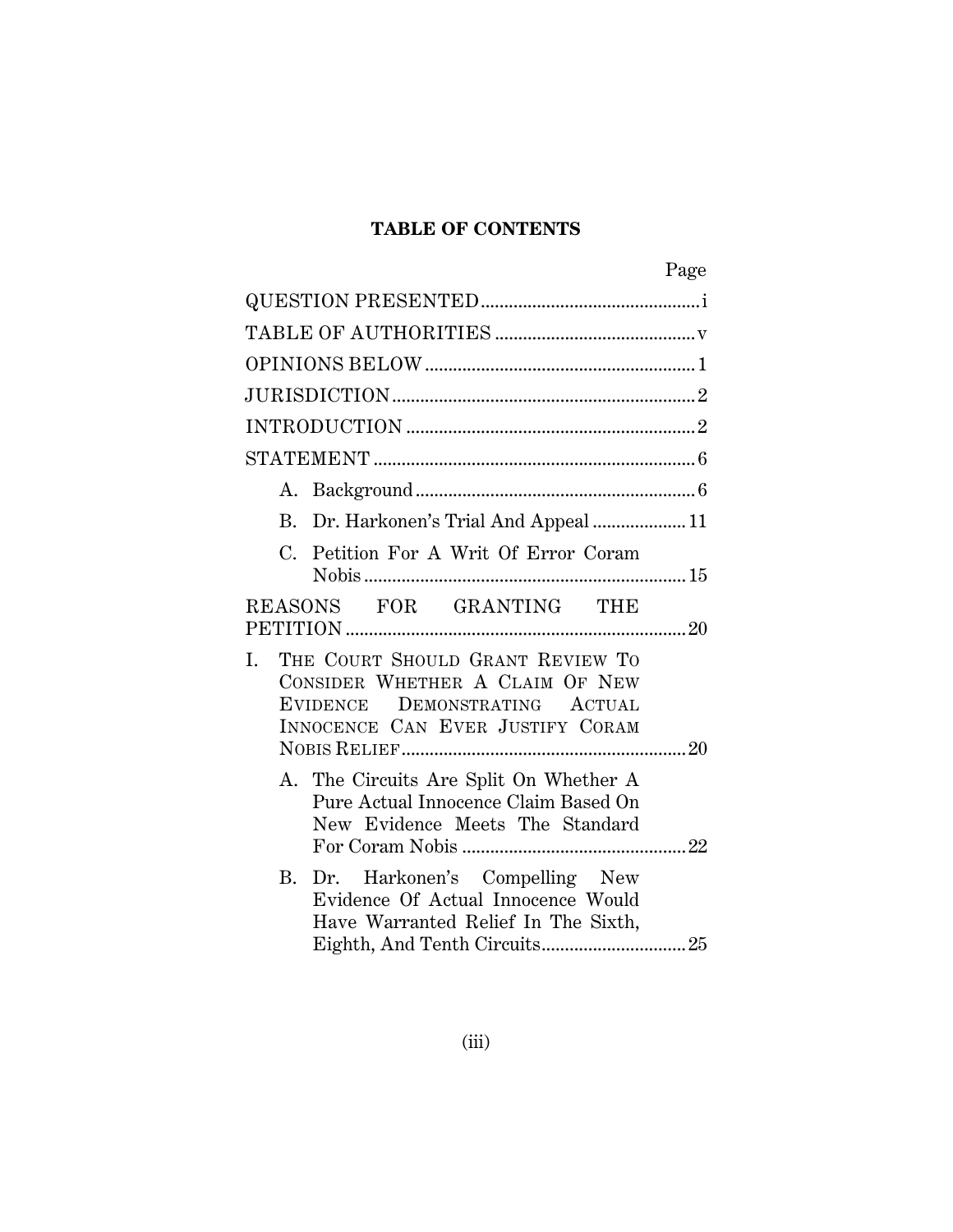**TABLE OF CONTENTS**

| | Page |
|---|---|
| QUESTION PRESENTED | i |
| TABLE OF AUTHORITIES | v |
| OPINIONS BELOW | 1 |
| JURISDICTION | 2 |
| INTRODUCTION | 2 |
| STATEMENT | 6 |
| A. Background | 6 |
| B. Dr. Harkonen's Trial And Appeal | 11 |
| C. Petition For A Writ Of Error Coram Nobis | 15 |
| REASONS FOR GRANTING THE PETITION | 20 |
| I. THE COURT SHOULD GRANT REVIEW TO CONSIDER WHETHER A CLAIM OF NEW EVIDENCE DEMONSTRATING ACTUAL INNOCENCE CAN EVER JUSTIFY CORAM NOBIS RELIEF | 20 |
| A. The Circuits Are Split On Whether A Pure Actual Innocence Claim Based On New Evidence Meets The Standard For Coram Nobis | 22 |
| B. Dr. Harkonen's Compelling New Evidence Of Actual Innocence Would Have Warranted Relief In The Sixth, Eighth, And Tenth Circuits | 25 |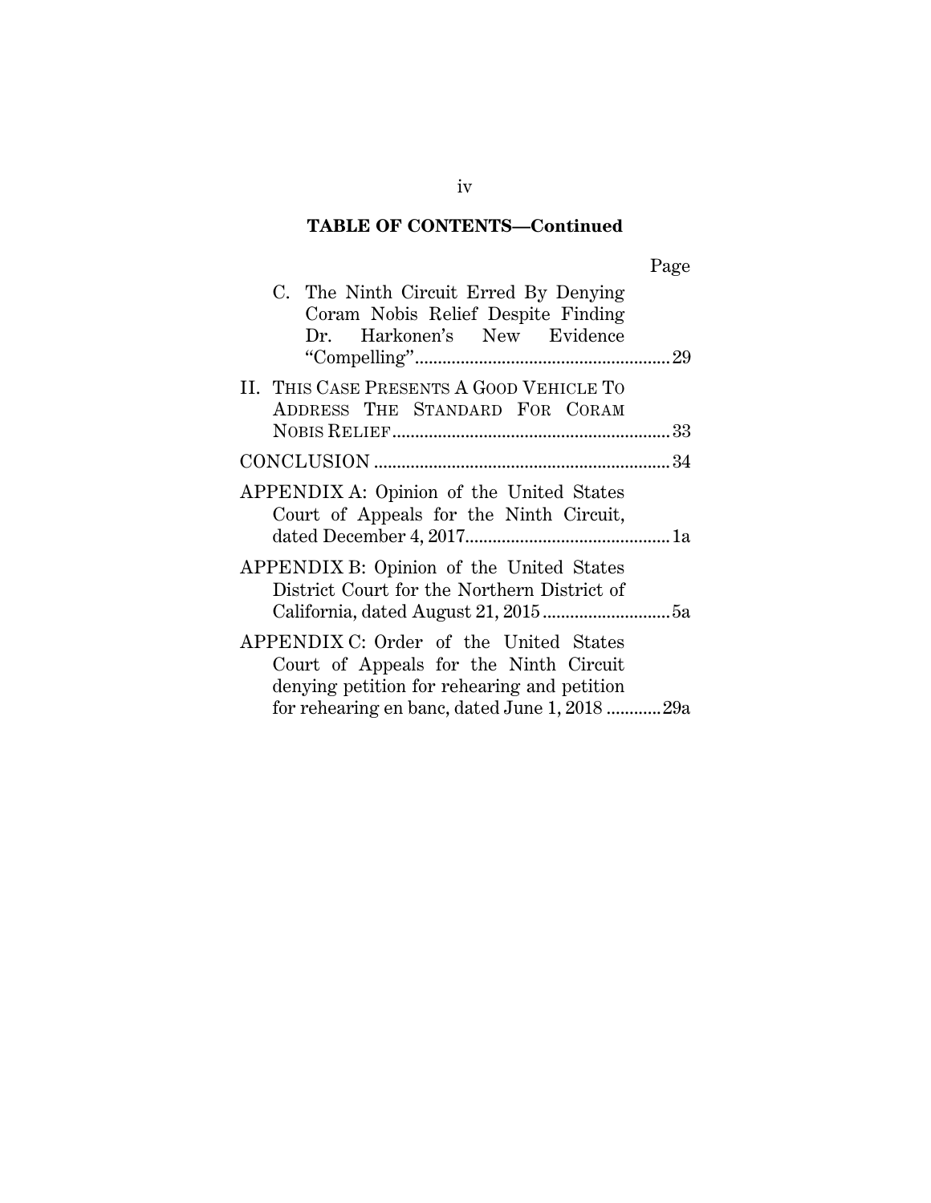**TABLE OF CONTENTS—Continued**

Page

C. The Ninth Circuit Erred By Denying Coram Nobis Relief Despite Finding Dr. Harkonen's New Evidence "Compelling" ........ 29

II. THIS CASE PRESENTS A GOOD VEHICLE TO ADDRESS THE STANDARD FOR CORAM NOBIS RELIEF ........ 33

CONCLUSION ........ 34

APPENDIX A: Opinion of the United States Court of Appeals for the Ninth Circuit, dated December 4, 2017 ........ 1a

APPENDIX B: Opinion of the United States District Court for the Northern District of California, dated August 21, 2015 ........ 5a

APPENDIX C: Order of the United States Court of Appeals for the Ninth Circuit denying petition for rehearing and petition for rehearing en banc, dated June 1, 2018 ........ 29a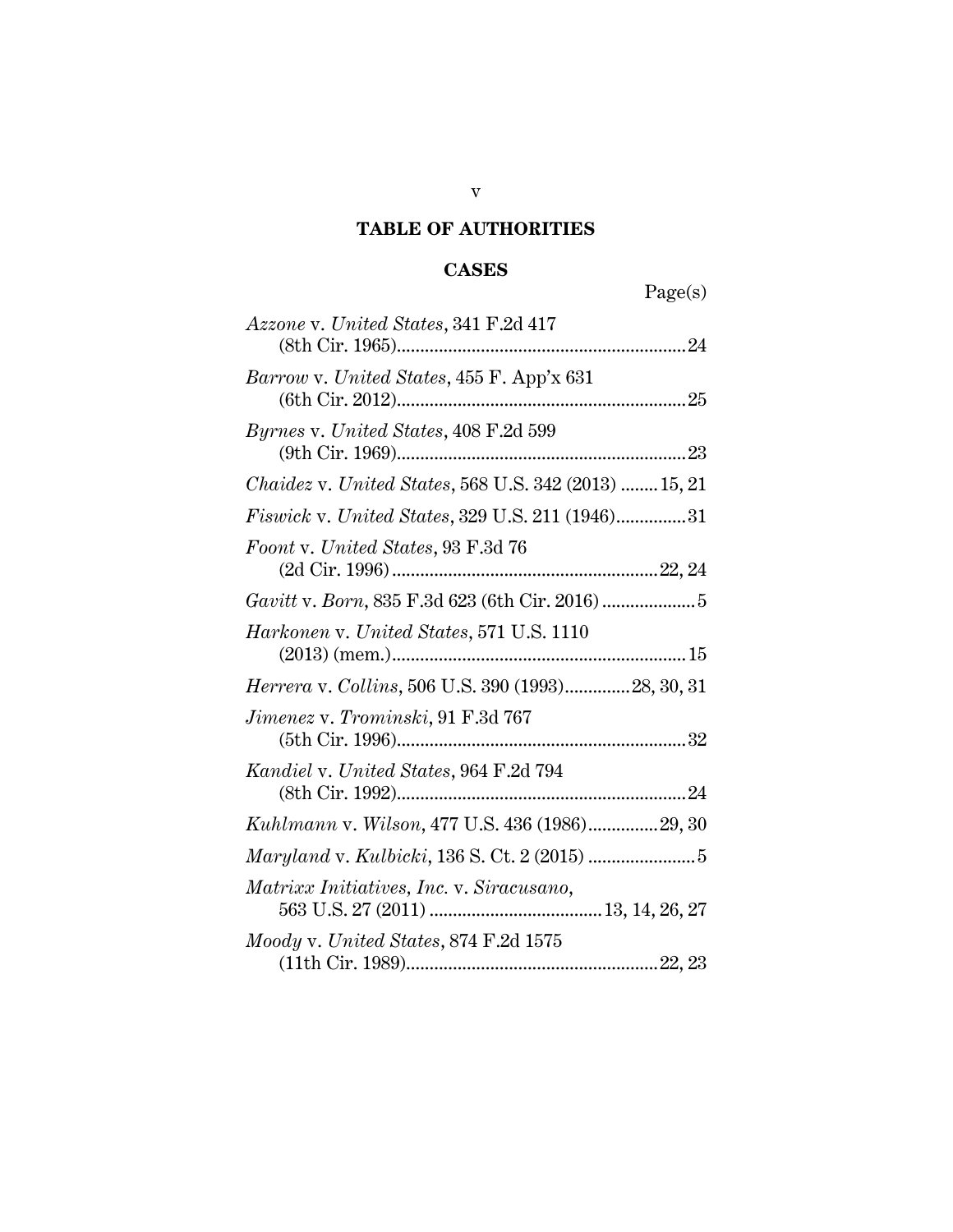# TABLE OF AUTHORITIES

## CASES

Page(s)

*Azzone* v. *United States*, 341 F.2d 417 (8th Cir. 1965) ........ 24

*Barrow* v. *United States*, 455 F. App'x 631 (6th Cir. 2012) ........ 25

*Byrnes* v. *United States*, 408 F.2d 599 (9th Cir. 1969) ........ 23

*Chaidez* v. *United States*, 568 U.S. 342 (2013) ........ 15, 21

*Fiswick* v. *United States*, 329 U.S. 211 (1946) ........ 31

*Foont* v. *United States*, 93 F.3d 76 (2d Cir. 1996) ........ 22, 24

*Gavitt* v. *Born*, 835 F.3d 623 (6th Cir. 2016) ........ 5

*Harkonen* v. *United States*, 571 U.S. 1110 (2013) (mem.) ........ 15

*Herrera* v. *Collins*, 506 U.S. 390 (1993) ........ 28, 30, 31

*Jimenez* v. *Trominski*, 91 F.3d 767 (5th Cir. 1996) ........ 32

*Kandiel* v. *United States*, 964 F.2d 794 (8th Cir. 1992) ........ 24

*Kuhlmann* v. *Wilson*, 477 U.S. 436 (1986) ........ 29, 30

*Maryland* v. *Kulbicki*, 136 S. Ct. 2 (2015) ........ 5

*Matrixx Initiatives, Inc.* v. *Siracusano*, 563 U.S. 27 (2011) ........ 13, 14, 26, 27

*Moody* v. *United States*, 874 F.2d 1575 (11th Cir. 1989) ........ 22, 23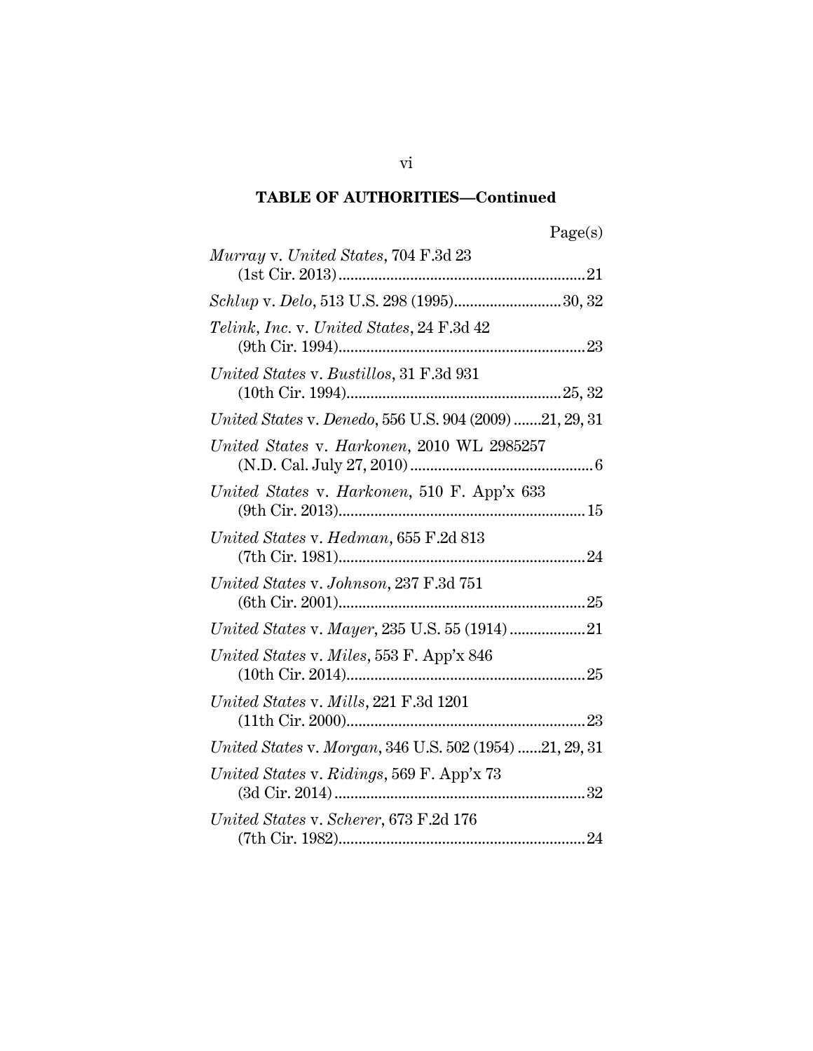## TABLE OF AUTHORITIES—Continued

| | Page(s) |
|---|---|
| *Murray* v. *United States*, 704 F.3d 23 (1st Cir. 2013) | 21 |
| *Schlup* v. *Delo*, 513 U.S. 298 (1995) | 30, 32 |
| *Telink, Inc.* v. *United States*, 24 F.3d 42 (9th Cir. 1994) | 23 |
| *United States* v. *Bustillos*, 31 F.3d 931 (10th Cir. 1994) | 25, 32 |
| *United States* v. *Denedo*, 556 U.S. 904 (2009) | 21, 29, 31 |
| *United States* v. *Harkonen*, 2010 WL 2985257 (N.D. Cal. July 27, 2010) | 6 |
| *United States* v. *Harkonen*, 510 F. App'x 633 (9th Cir. 2013) | 15 |
| *United States* v. *Hedman*, 655 F.2d 813 (7th Cir. 1981) | 24 |
| *United States* v. *Johnson*, 237 F.3d 751 (6th Cir. 2001) | 25 |
| *United States* v. *Mayer*, 235 U.S. 55 (1914) | 21 |
| *United States* v. *Miles*, 553 F. App'x 846 (10th Cir. 2014) | 25 |
| *United States* v. *Mills*, 221 F.3d 1201 (11th Cir. 2000) | 23 |
| *United States* v. *Morgan*, 346 U.S. 502 (1954) | 21, 29, 31 |
| *United States* v. *Ridings*, 569 F. App'x 73 (3d Cir. 2014) | 32 |
| *United States* v. *Scherer*, 673 F.2d 176 (7th Cir. 1982) | 24 |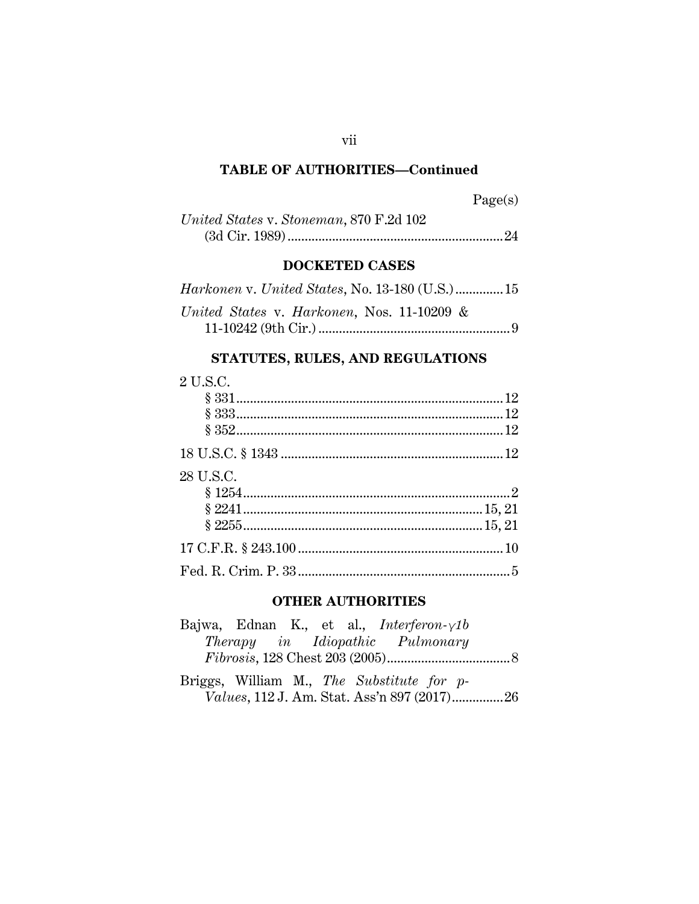## TABLE OF AUTHORITIES—Continued

Page(s)

*United States* v. *Stoneman*, 870 F.2d 102 (3d Cir. 1989) .............................................................. 24

### DOCKETED CASES

*Harkonen* v. *United States*, No. 13-180 (U.S.) .............. 15

*United States* v. *Harkonen*, Nos. 11-10209 & 11-10242 (9th Cir.) ........................................................ 9

### STATUTES, RULES, AND REGULATIONS

2 U.S.C.
- § 331 ............................................................................ 12
- § 333 ............................................................................ 12
- § 352 ............................................................................ 12

18 U.S.C. § 1343 ................................................................ 12

28 U.S.C.
- § 1254 ............................................................................ 2
- § 2241 ...................................................................... 15, 21
- § 2255 ...................................................................... 15, 21

17 C.F.R. § 243.100 ........................................................... 10

Fed. R. Crim. P. 33 .............................................................. 5

### OTHER AUTHORITIES

Bajwa, Ednan K., et al., *Interferon-γ1b Therapy in Idiopathic Pulmonary Fibrosis*, 128 Chest 203 (2005) .................................... 8

Briggs, William M., *The Substitute for p-Values*, 112 J. Am. Stat. Ass'n 897 (2017) ............... 26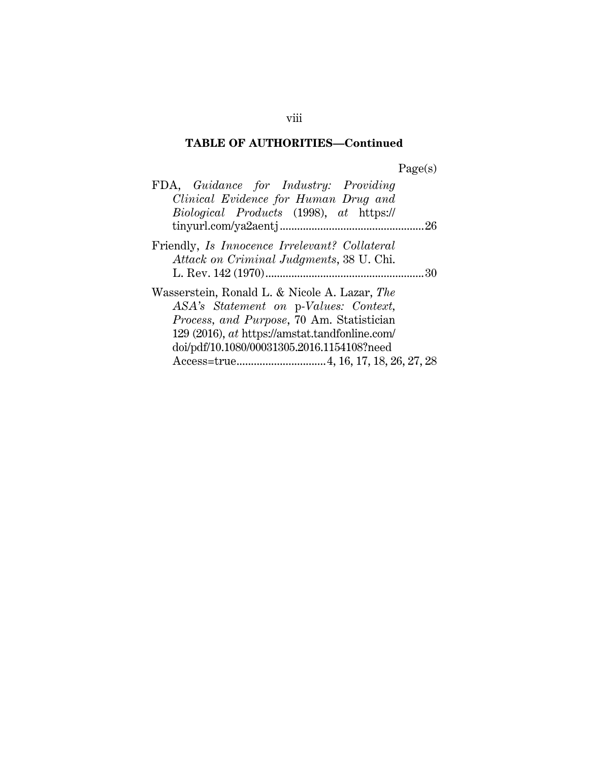**TABLE OF AUTHORITIES—Continued**

Page(s)

FDA, *Guidance for Industry: Providing Clinical Evidence for Human Drug and Biological Products* (1998), *at* https://tinyurl.com/ya2aentj .................................................26

Friendly, *Is Innocence Irrelevant? Collateral Attack on Criminal Judgments*, 38 U. Chi. L. Rev. 142 (1970).......................................................30

Wasserstein, Ronald L. & Nicole A. Lazar, *The ASA's Statement on* p*-Values: Context, Process, and Purpose*, 70 Am. Statistician 129 (2016), *at* https://amstat.tandfonline.com/doi/pdf/10.1080/00031305.2016.1154108?needAccess=true..............................4, 16, 17, 18, 26, 27, 28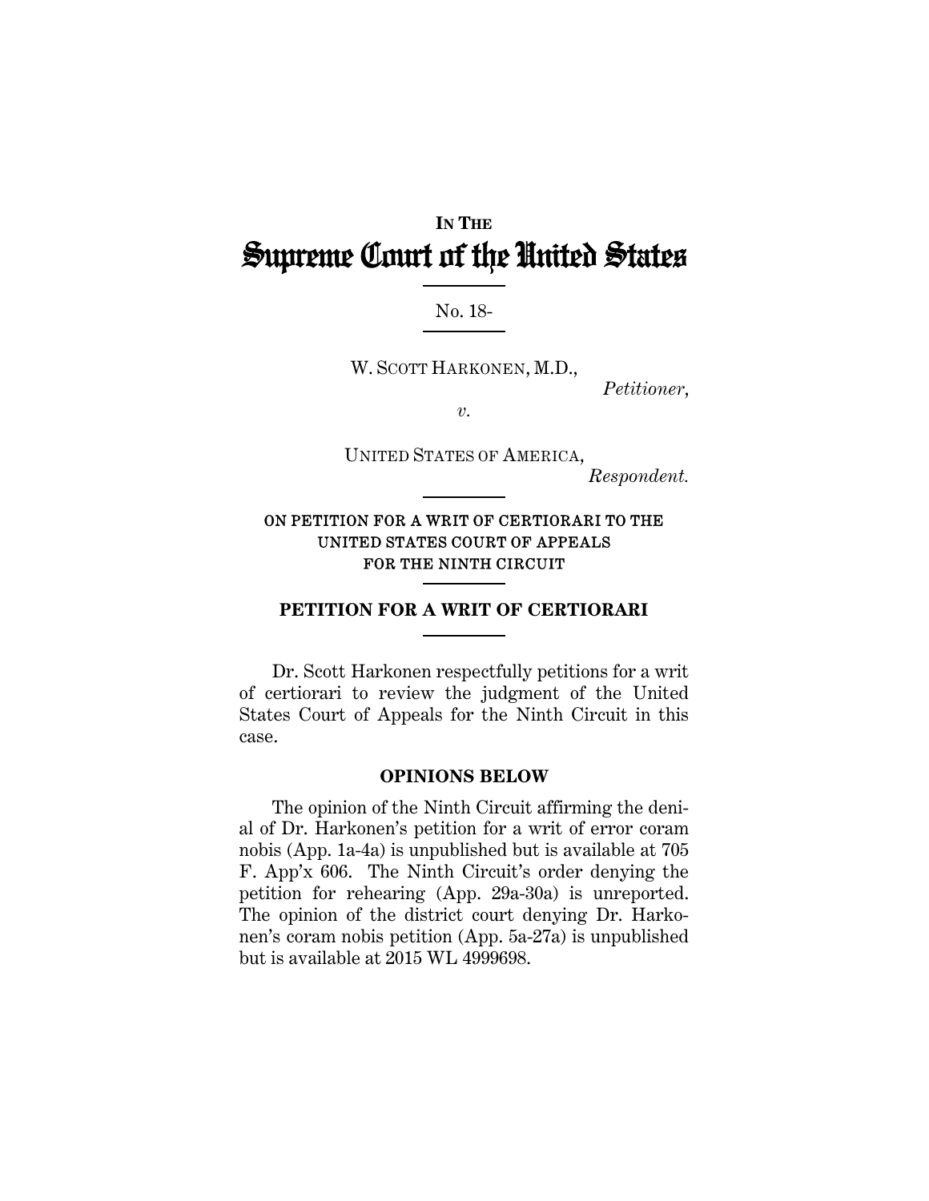**IN THE**

# Supreme Court of the United States

No. 18-

W. SCOTT HARKONEN, M.D.,

*Petitioner*,

*v.*

UNITED STATES OF AMERICA,

*Respondent.*

ON PETITION FOR A WRIT OF CERTIORARI TO THE UNITED STATES COURT OF APPEALS FOR THE NINTH CIRCUIT

## PETITION FOR A WRIT OF CERTIORARI

Dr. Scott Harkonen respectfully petitions for a writ of certiorari to review the judgment of the United States Court of Appeals for the Ninth Circuit in this case.

### OPINIONS BELOW

The opinion of the Ninth Circuit affirming the denial of Dr. Harkonen's petition for a writ of error coram nobis (App. 1a-4a) is unpublished but is available at 705 F. App'x 606. The Ninth Circuit's order denying the petition for rehearing (App. 29a-30a) is unreported. The opinion of the district court denying Dr. Harkonen's coram nobis petition (App. 5a-27a) is unpublished but is available at 2015 WL 4999698.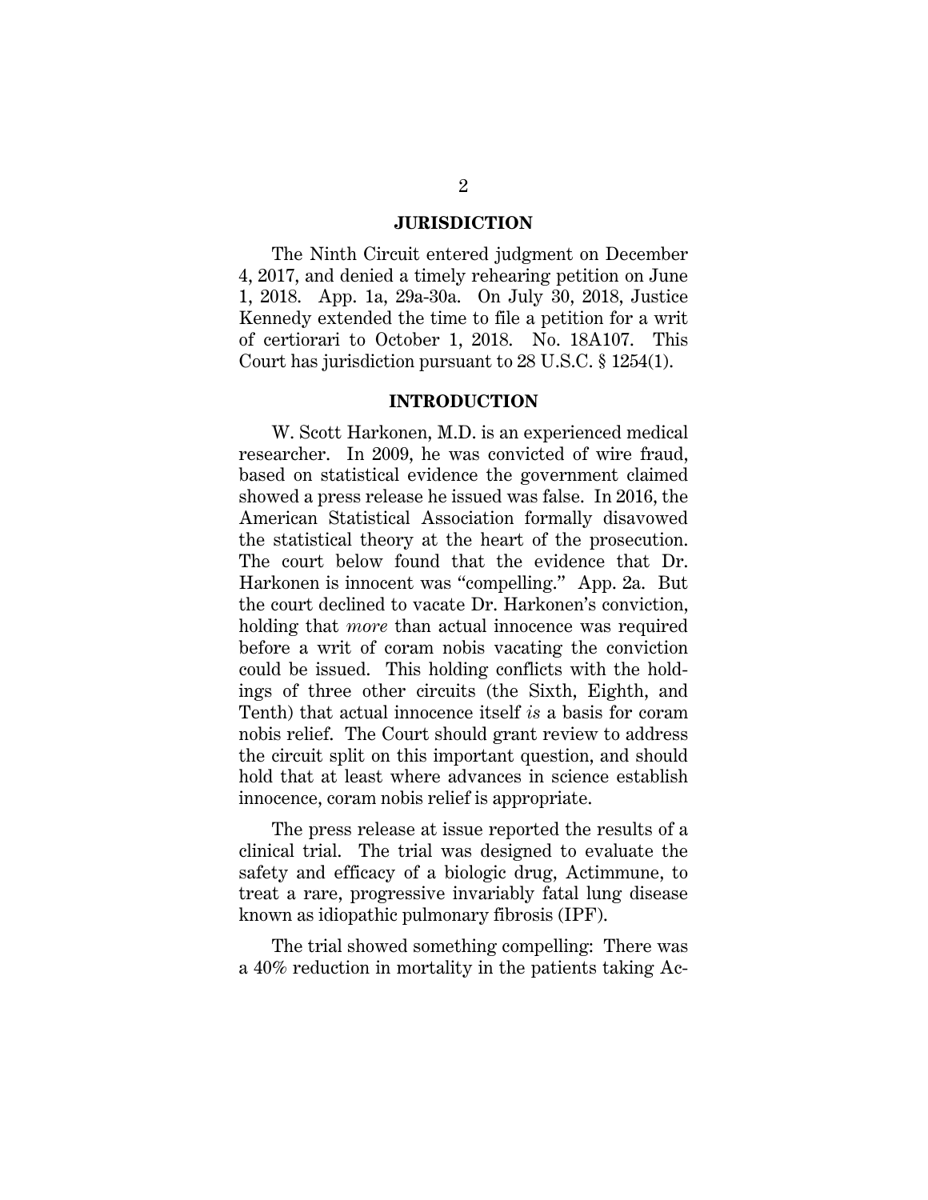## JURISDICTION

The Ninth Circuit entered judgment on December 4, 2017, and denied a timely rehearing petition on June 1, 2018. App. 1a, 29a-30a. On July 30, 2018, Justice Kennedy extended the time to file a petition for a writ of certiorari to October 1, 2018. No. 18A107. This Court has jurisdiction pursuant to 28 U.S.C. § 1254(1).

## INTRODUCTION

W. Scott Harkonen, M.D. is an experienced medical researcher. In 2009, he was convicted of wire fraud, based on statistical evidence the government claimed showed a press release he issued was false. In 2016, the American Statistical Association formally disavowed the statistical theory at the heart of the prosecution. The court below found that the evidence that Dr. Harkonen is innocent was "compelling." App. 2a. But the court declined to vacate Dr. Harkonen's conviction, holding that *more* than actual innocence was required before a writ of coram nobis vacating the conviction could be issued. This holding conflicts with the holdings of three other circuits (the Sixth, Eighth, and Tenth) that actual innocence itself *is* a basis for coram nobis relief. The Court should grant review to address the circuit split on this important question, and should hold that at least where advances in science establish innocence, coram nobis relief is appropriate.

The press release at issue reported the results of a clinical trial. The trial was designed to evaluate the safety and efficacy of a biologic drug, Actimmune, to treat a rare, progressive invariably fatal lung disease known as idiopathic pulmonary fibrosis (IPF).

The trial showed something compelling: There was a 40% reduction in mortality in the patients taking Ac-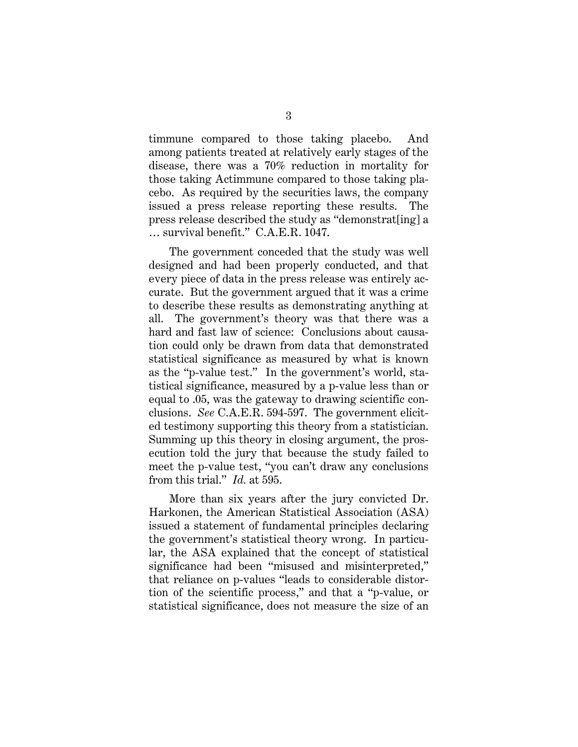timmune compared to those taking placebo. And among patients treated at relatively early stages of the disease, there was a 70% reduction in mortality for those taking Actimmune compared to those taking placebo. As required by the securities laws, the company issued a press release reporting these results. The press release described the study as "demonstrat[ing] a … survival benefit." C.A.E.R. 1047.

The government conceded that the study was well designed and had been properly conducted, and that every piece of data in the press release was entirely accurate. But the government argued that it was a crime to describe these results as demonstrating anything at all. The government's theory was that there was a hard and fast law of science: Conclusions about causation could only be drawn from data that demonstrated statistical significance as measured by what is known as the "p-value test." In the government's world, statistical significance, measured by a p-value less than or equal to .05, was the gateway to drawing scientific conclusions. *See* C.A.E.R. 594-597. The government elicited testimony supporting this theory from a statistician. Summing up this theory in closing argument, the prosecution told the jury that because the study failed to meet the p-value test, "you can't draw any conclusions from this trial." *Id.* at 595.

More than six years after the jury convicted Dr. Harkonen, the American Statistical Association (ASA) issued a statement of fundamental principles declaring the government's statistical theory wrong. In particular, the ASA explained that the concept of statistical significance had been "misused and misinterpreted," that reliance on p-values "leads to considerable distortion of the scientific process," and that a "p-value, or statistical significance, does not measure the size of an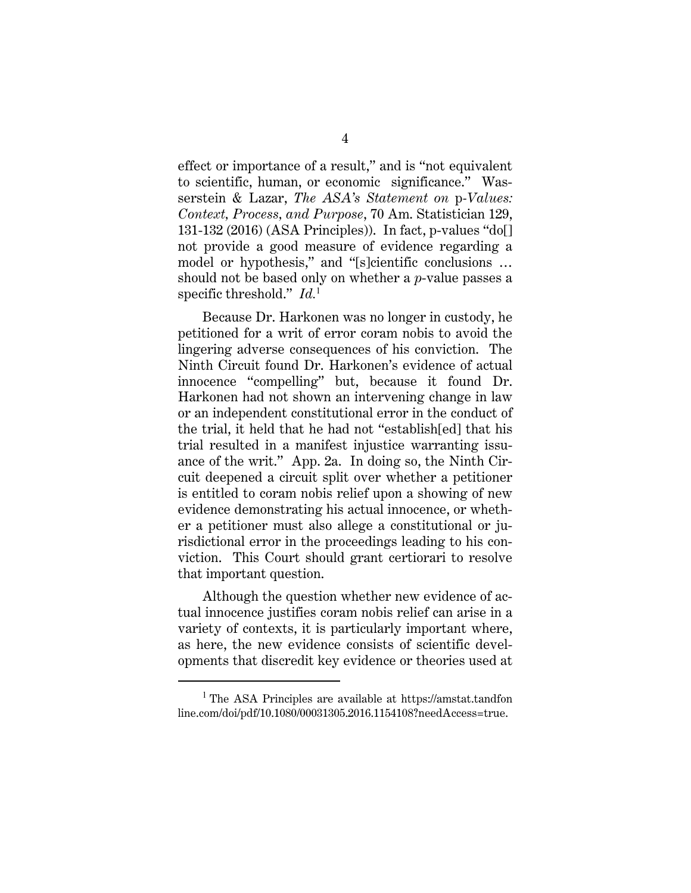effect or importance of a result," and is "not equivalent to scientific, human, or economic significance." Wasserstein & Lazar, *The ASA's Statement on* p*-Values: Context, Process, and Purpose*, 70 Am. Statistician 129, 131-132 (2016) (ASA Principles)). In fact, p-values "do[] not provide a good measure of evidence regarding a model or hypothesis," and "[s]cientific conclusions … should not be based only on whether a *p*-value passes a specific threshold." *Id.*[1]

Because Dr. Harkonen was no longer in custody, he petitioned for a writ of error coram nobis to avoid the lingering adverse consequences of his conviction. The Ninth Circuit found Dr. Harkonen's evidence of actual innocence "compelling" but, because it found Dr. Harkonen had not shown an intervening change in law or an independent constitutional error in the conduct of the trial, it held that he had not "establish[ed] that his trial resulted in a manifest injustice warranting issuance of the writ." App. 2a. In doing so, the Ninth Circuit deepened a circuit split over whether a petitioner is entitled to coram nobis relief upon a showing of new evidence demonstrating his actual innocence, or whether a petitioner must also allege a constitutional or jurisdictional error in the proceedings leading to his conviction. This Court should grant certiorari to resolve that important question.

Although the question whether new evidence of actual innocence justifies coram nobis relief can arise in a variety of contexts, it is particularly important where, as here, the new evidence consists of scientific developments that discredit key evidence or theories used at

---

[1] The ASA Principles are available at https://amstat.tandfonline.com/doi/pdf/10.1080/00031305.2016.1154108?needAccess=true.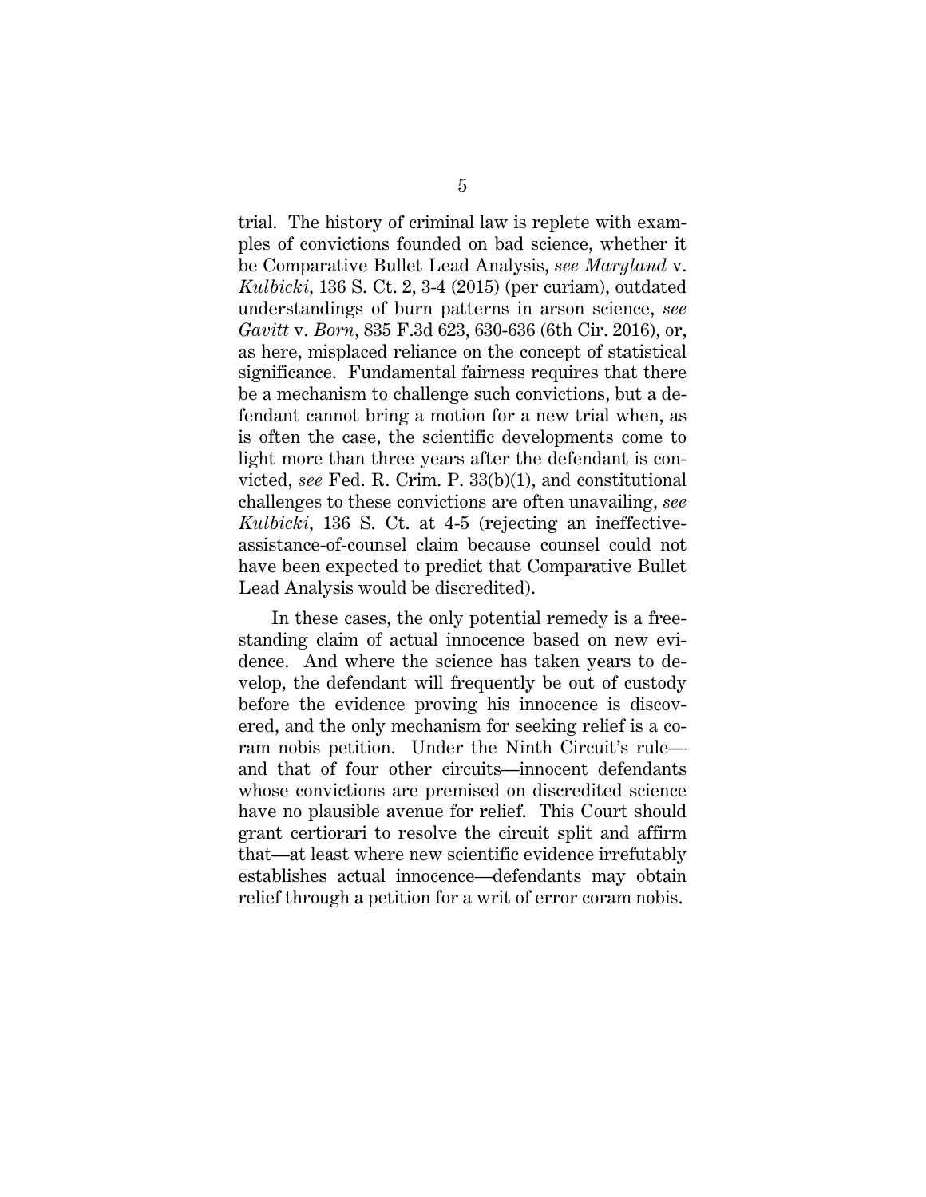trial. The history of criminal law is replete with examples of convictions founded on bad science, whether it be Comparative Bullet Lead Analysis, *see Maryland* v. *Kulbicki*, 136 S. Ct. 2, 3-4 (2015) (per curiam), outdated understandings of burn patterns in arson science, *see Gavitt* v. *Born*, 835 F.3d 623, 630-636 (6th Cir. 2016), or, as here, misplaced reliance on the concept of statistical significance. Fundamental fairness requires that there be a mechanism to challenge such convictions, but a defendant cannot bring a motion for a new trial when, as is often the case, the scientific developments come to light more than three years after the defendant is convicted, *see* Fed. R. Crim. P. 33(b)(1), and constitutional challenges to these convictions are often unavailing, *see Kulbicki*, 136 S. Ct. at 4-5 (rejecting an ineffective-assistance-of-counsel claim because counsel could not have been expected to predict that Comparative Bullet Lead Analysis would be discredited).

In these cases, the only potential remedy is a freestanding claim of actual innocence based on new evidence. And where the science has taken years to develop, the defendant will frequently be out of custody before the evidence proving his innocence is discovered, and the only mechanism for seeking relief is a coram nobis petition. Under the Ninth Circuit's rule—and that of four other circuits—innocent defendants whose convictions are premised on discredited science have no plausible avenue for relief. This Court should grant certiorari to resolve the circuit split and affirm that—at least where new scientific evidence irrefutably establishes actual innocence—defendants may obtain relief through a petition for a writ of error coram nobis.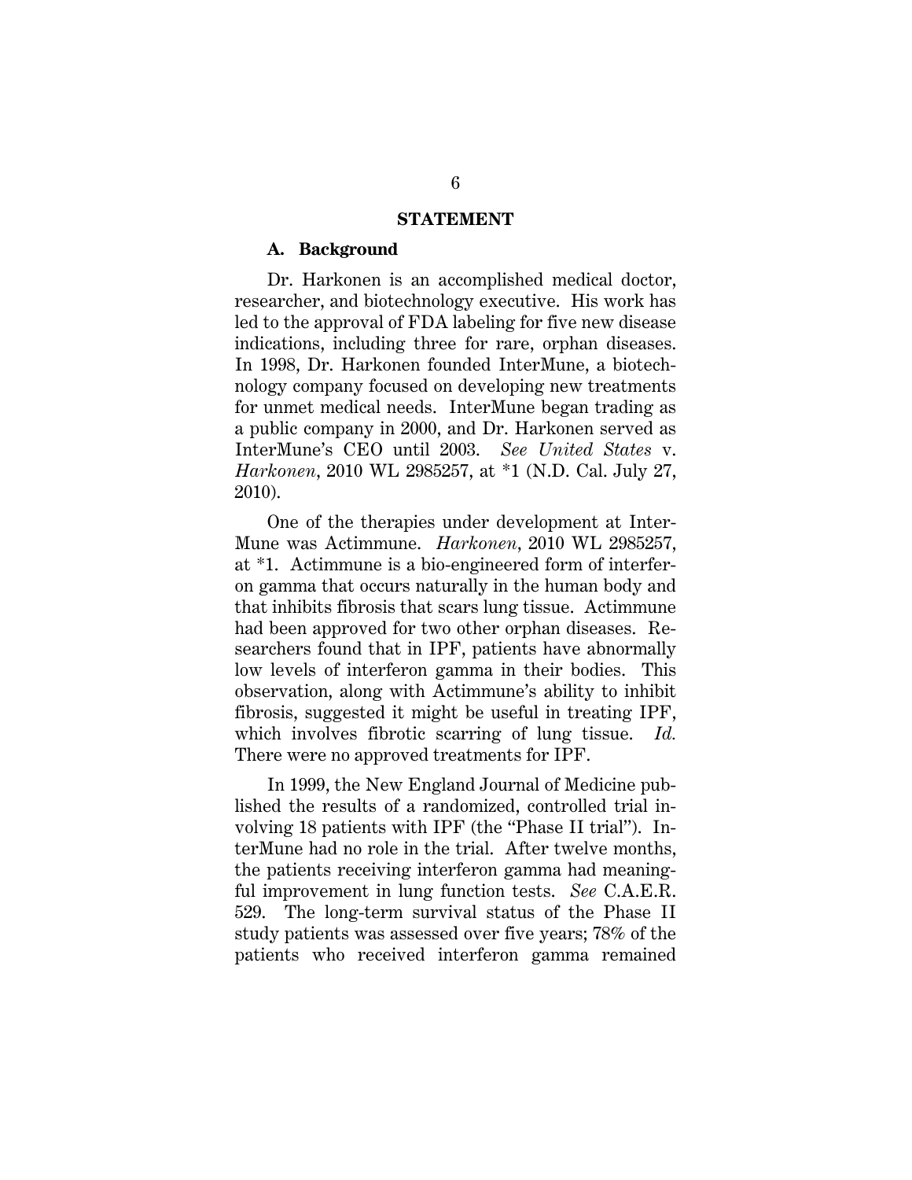## STATEMENT

### A. Background

Dr. Harkonen is an accomplished medical doctor, researcher, and biotechnology executive. His work has led to the approval of FDA labeling for five new disease indications, including three for rare, orphan diseases. In 1998, Dr. Harkonen founded InterMune, a biotechnology company focused on developing new treatments for unmet medical needs. InterMune began trading as a public company in 2000, and Dr. Harkonen served as InterMune's CEO until 2003. *See United States* v. *Harkonen*, 2010 WL 2985257, at *1 (N.D. Cal. July 27, 2010).

One of the therapies under development at InterMune was Actimmune. *Harkonen*, 2010 WL 2985257, at *1. Actimmune is a bio-engineered form of interferon gamma that occurs naturally in the human body and that inhibits fibrosis that scars lung tissue. Actimmune had been approved for two other orphan diseases. Researchers found that in IPF, patients have abnormally low levels of interferon gamma in their bodies. This observation, along with Actimmune's ability to inhibit fibrosis, suggested it might be useful in treating IPF, which involves fibrotic scarring of lung tissue. *Id.* There were no approved treatments for IPF.

In 1999, the New England Journal of Medicine published the results of a randomized, controlled trial involving 18 patients with IPF (the "Phase II trial"). InterMune had no role in the trial. After twelve months, the patients receiving interferon gamma had meaningful improvement in lung function tests. *See* C.A.E.R. 529. The long-term survival status of the Phase II study patients was assessed over five years; 78% of the patients who received interferon gamma remained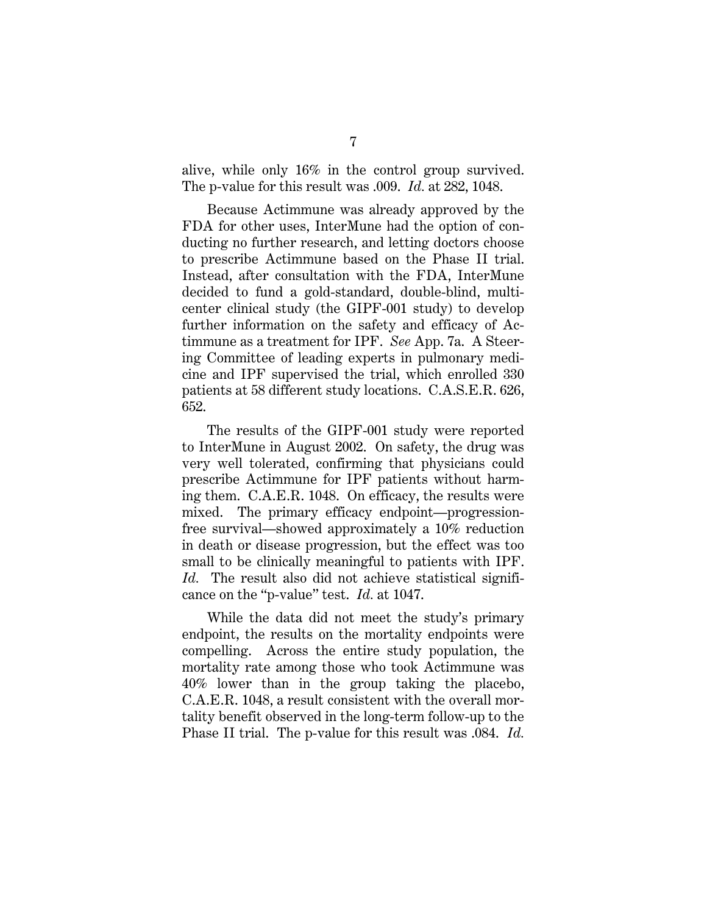alive, while only 16% in the control group survived. The p-value for this result was .009. *Id.* at 282, 1048.

Because Actimmune was already approved by the FDA for other uses, InterMune had the option of conducting no further research, and letting doctors choose to prescribe Actimmune based on the Phase II trial. Instead, after consultation with the FDA, InterMune decided to fund a gold-standard, double-blind, multicenter clinical study (the GIPF-001 study) to develop further information on the safety and efficacy of Actimmune as a treatment for IPF. *See* App. 7a. A Steering Committee of leading experts in pulmonary medicine and IPF supervised the trial, which enrolled 330 patients at 58 different study locations. C.A.S.E.R. 626, 652.

The results of the GIPF-001 study were reported to InterMune in August 2002. On safety, the drug was very well tolerated, confirming that physicians could prescribe Actimmune for IPF patients without harming them. C.A.E.R. 1048. On efficacy, the results were mixed. The primary efficacy endpoint—progression-free survival—showed approximately a 10% reduction in death or disease progression, but the effect was too small to be clinically meaningful to patients with IPF. *Id.* The result also did not achieve statistical significance on the "p-value" test. *Id.* at 1047.

While the data did not meet the study's primary endpoint, the results on the mortality endpoints were compelling. Across the entire study population, the mortality rate among those who took Actimmune was 40% lower than in the group taking the placebo, C.A.E.R. 1048, a result consistent with the overall mortality benefit observed in the long-term follow-up to the Phase II trial. The p-value for this result was .084. *Id.*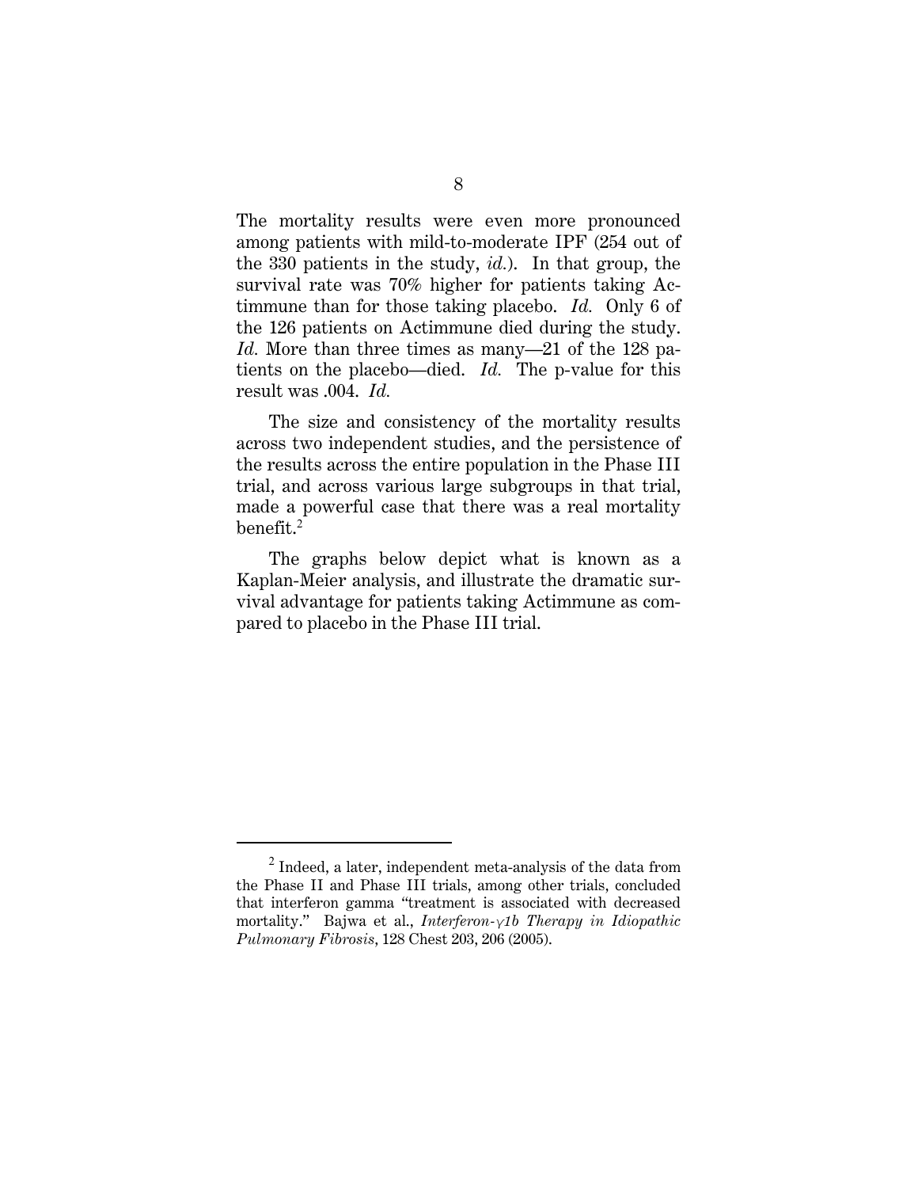The mortality results were even more pronounced among patients with mild-to-moderate IPF (254 out of the 330 patients in the study, *id.*). In that group, the survival rate was 70% higher for patients taking Actimmune than for those taking placebo. *Id.* Only 6 of the 126 patients on Actimmune died during the study. *Id.* More than three times as many—21 of the 128 patients on the placebo—died. *Id.* The p-value for this result was .004. *Id.*

The size and consistency of the mortality results across two independent studies, and the persistence of the results across the entire population in the Phase III trial, and across various large subgroups in that trial, made a powerful case that there was a real mortality benefit.[2]

The graphs below depict what is known as a Kaplan-Meier analysis, and illustrate the dramatic survival advantage for patients taking Actimmune as compared to placebo in the Phase III trial.

---

[2] Indeed, a later, independent meta-analysis of the data from the Phase II and Phase III trials, among other trials, concluded that interferon gamma "treatment is associated with decreased mortality." Bajwa et al., *Interferon-γ1b Therapy in Idiopathic Pulmonary Fibrosis*, 128 Chest 203, 206 (2005).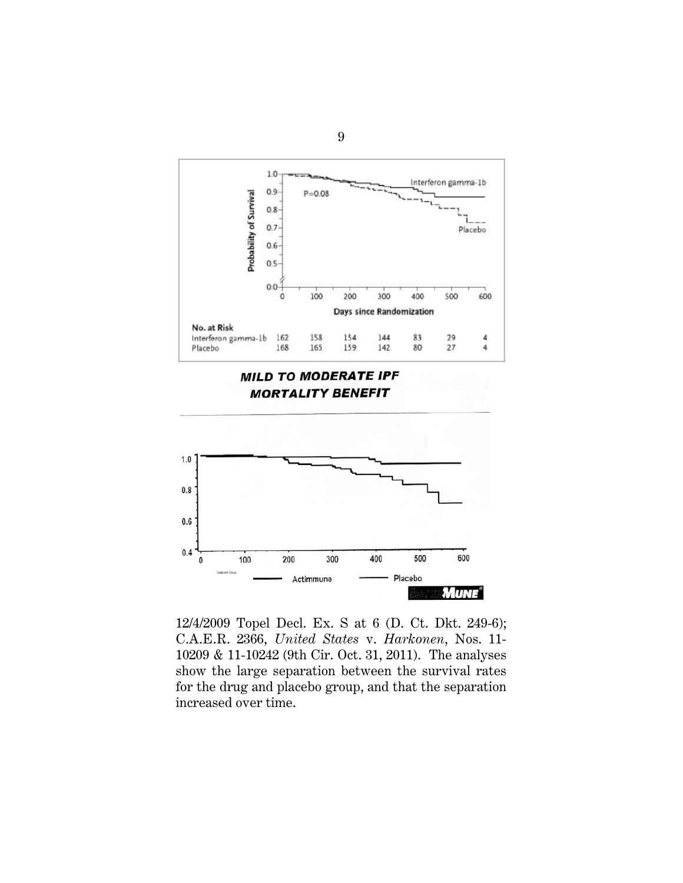12/4/2009 Topel Decl. Ex. S at 6 (D. Ct. Dkt. 249-6); C.A.E.R. 2366, *United States* v. *Harkonen*, Nos. 11-10209 & 11-10242 (9th Cir. Oct. 31, 2011). The analyses show the large separation between the survival rates for the drug and placebo group, and that the separation increased over time.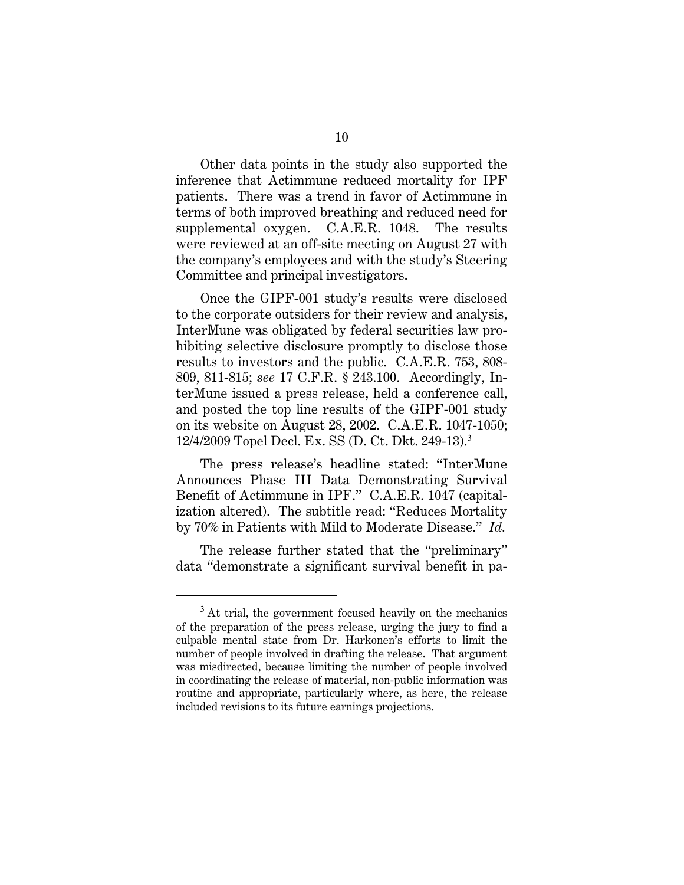Other data points in the study also supported the inference that Actimmune reduced mortality for IPF patients. There was a trend in favor of Actimmune in terms of both improved breathing and reduced need for supplemental oxygen. C.A.E.R. 1048. The results were reviewed at an off-site meeting on August 27 with the company's employees and with the study's Steering Committee and principal investigators.

Once the GIPF-001 study's results were disclosed to the corporate outsiders for their review and analysis, InterMune was obligated by federal securities law prohibiting selective disclosure promptly to disclose those results to investors and the public. C.A.E.R. 753, 808-809, 811-815; *see* 17 C.F.R. § 243.100. Accordingly, InterMune issued a press release, held a conference call, and posted the top line results of the GIPF-001 study on its website on August 28, 2002. C.A.E.R. 1047-1050; 12/4/2009 Topel Decl. Ex. SS (D. Ct. Dkt. 249-13).[3]

The press release's headline stated: "InterMune Announces Phase III Data Demonstrating Survival Benefit of Actimmune in IPF." C.A.E.R. 1047 (capitalization altered). The subtitle read: "Reduces Mortality by 70% in Patients with Mild to Moderate Disease." *Id.*

The release further stated that the "preliminary" data "demonstrate a significant survival benefit in pa-

[3] At trial, the government focused heavily on the mechanics of the preparation of the press release, urging the jury to find a culpable mental state from Dr. Harkonen's efforts to limit the number of people involved in drafting the release. That argument was misdirected, because limiting the number of people involved in coordinating the release of material, non-public information was routine and appropriate, particularly where, as here, the release included revisions to its future earnings projections.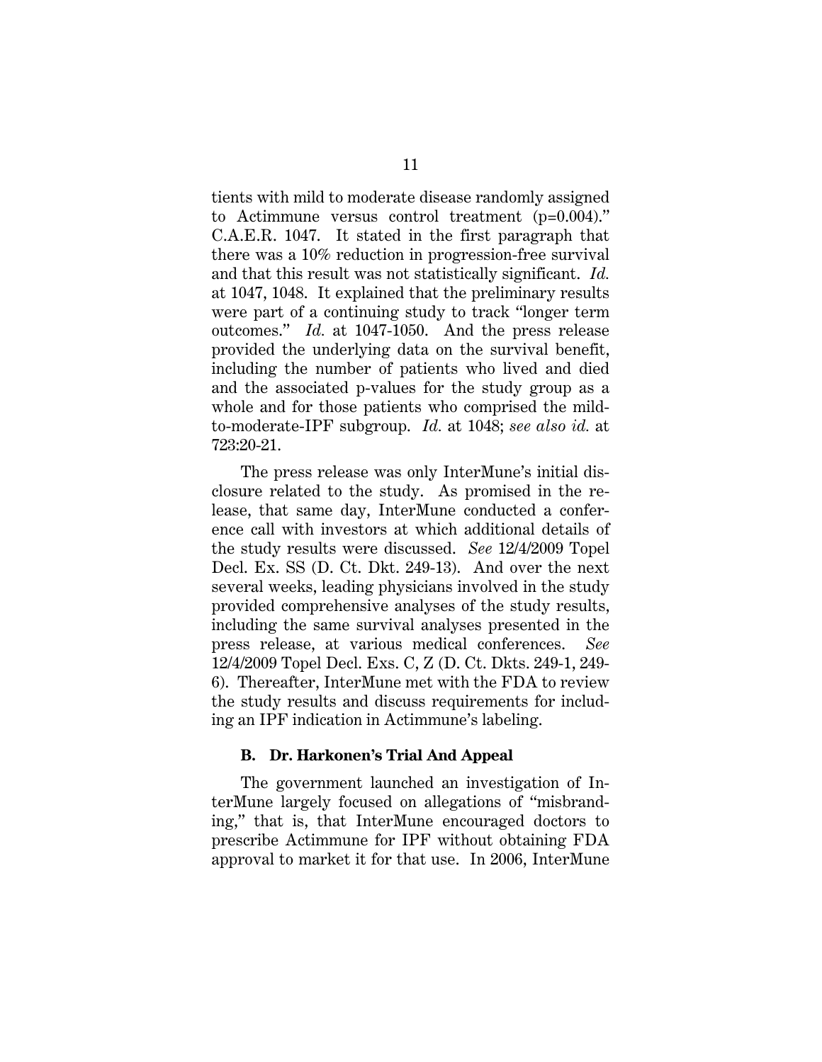tients with mild to moderate disease randomly assigned to Actimmune versus control treatment (p=0.004)." C.A.E.R. 1047. It stated in the first paragraph that there was a 10% reduction in progression-free survival and that this result was not statistically significant. *Id.* at 1047, 1048. It explained that the preliminary results were part of a continuing study to track "longer term outcomes." *Id.* at 1047-1050. And the press release provided the underlying data on the survival benefit, including the number of patients who lived and died and the associated p-values for the study group as a whole and for those patients who comprised the mild-to-moderate-IPF subgroup. *Id.* at 1048; *see also id.* at 723:20-21.

The press release was only InterMune's initial disclosure related to the study. As promised in the release, that same day, InterMune conducted a conference call with investors at which additional details of the study results were discussed. *See* 12/4/2009 Topel Decl. Ex. SS (D. Ct. Dkt. 249-13). And over the next several weeks, leading physicians involved in the study provided comprehensive analyses of the study results, including the same survival analyses presented in the press release, at various medical conferences. *See* 12/4/2009 Topel Decl. Exs. C, Z (D. Ct. Dkts. 249-1, 249-6). Thereafter, InterMune met with the FDA to review the study results and discuss requirements for including an IPF indication in Actimmune's labeling.

### B. Dr. Harkonen's Trial And Appeal

The government launched an investigation of InterMune largely focused on allegations of "misbranding," that is, that InterMune encouraged doctors to prescribe Actimmune for IPF without obtaining FDA approval to market it for that use. In 2006, InterMune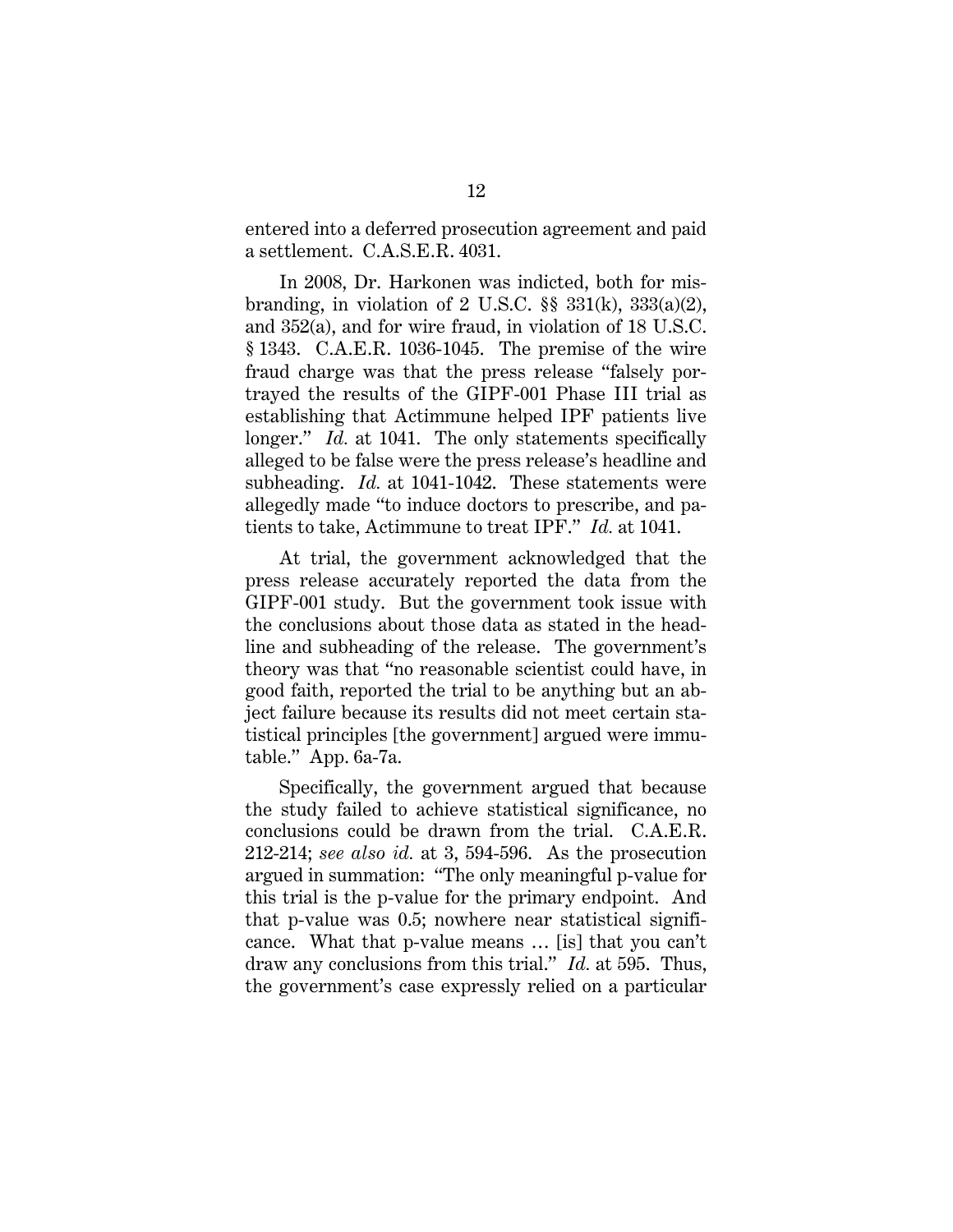entered into a deferred prosecution agreement and paid a settlement. C.A.S.E.R. 4031.

In 2008, Dr. Harkonen was indicted, both for misbranding, in violation of 2 U.S.C. §§ 331(k), 333(a)(2), and 352(a), and for wire fraud, in violation of 18 U.S.C. § 1343. C.A.E.R. 1036-1045. The premise of the wire fraud charge was that the press release "falsely portrayed the results of the GIPF-001 Phase III trial as establishing that Actimmune helped IPF patients live longer." *Id.* at 1041. The only statements specifically alleged to be false were the press release's headline and subheading. *Id.* at 1041-1042. These statements were allegedly made "to induce doctors to prescribe, and patients to take, Actimmune to treat IPF." *Id.* at 1041.

At trial, the government acknowledged that the press release accurately reported the data from the GIPF-001 study. But the government took issue with the conclusions about those data as stated in the headline and subheading of the release. The government's theory was that "no reasonable scientist could have, in good faith, reported the trial to be anything but an abject failure because its results did not meet certain statistical principles [the government] argued were immutable." App. 6a-7a.

Specifically, the government argued that because the study failed to achieve statistical significance, no conclusions could be drawn from the trial. C.A.E.R. 212-214; *see also id.* at 3, 594-596. As the prosecution argued in summation: "The only meaningful p-value for this trial is the p-value for the primary endpoint. And that p-value was 0.5; nowhere near statistical significance. What that p-value means … [is] that you can't draw any conclusions from this trial." *Id.* at 595. Thus, the government's case expressly relied on a particular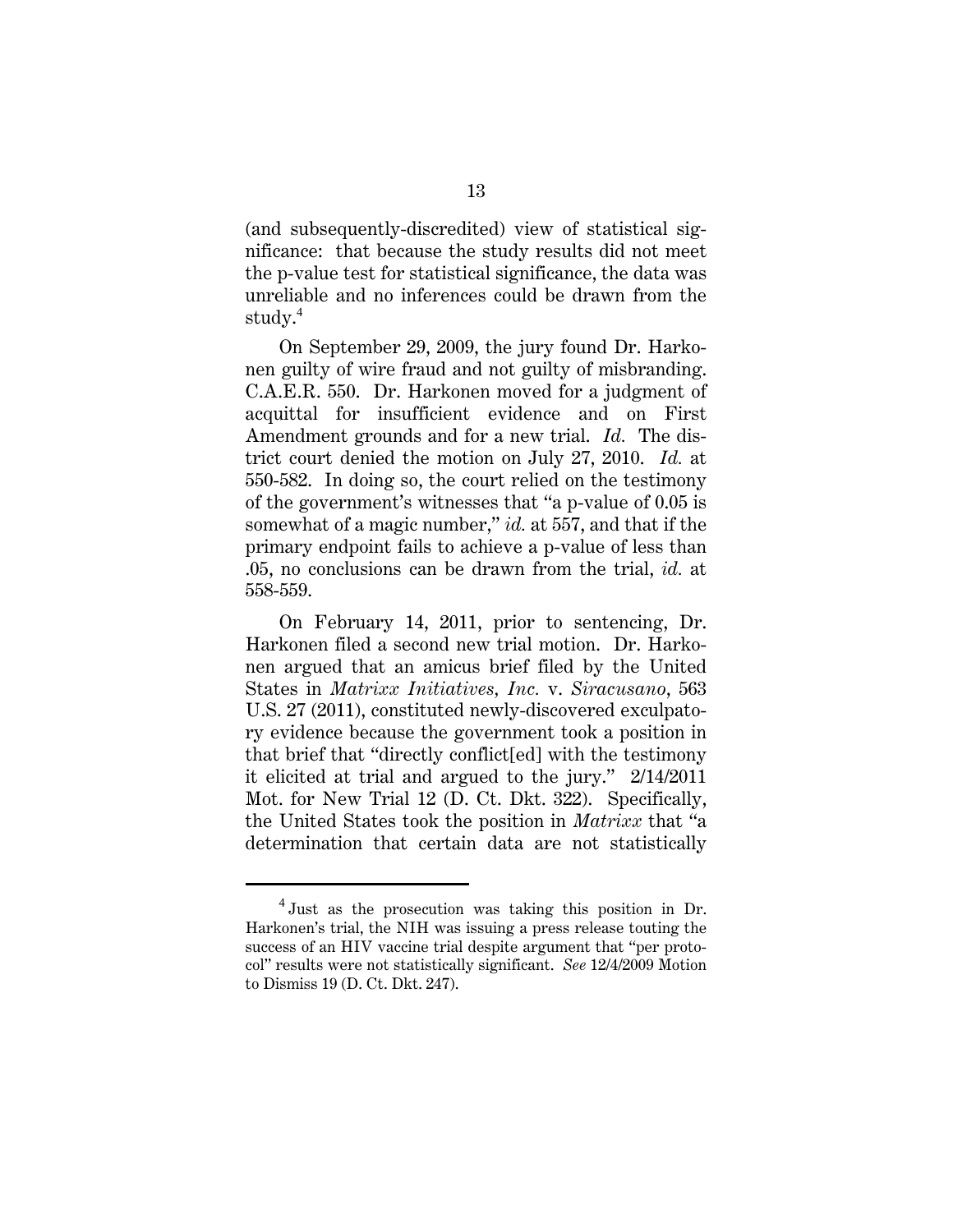(and subsequently-discredited) view of statistical significance: that because the study results did not meet the p-value test for statistical significance, the data was unreliable and no inferences could be drawn from the study.[4]

On September 29, 2009, the jury found Dr. Harkonen guilty of wire fraud and not guilty of misbranding. C.A.E.R. 550. Dr. Harkonen moved for a judgment of acquittal for insufficient evidence and on First Amendment grounds and for a new trial. *Id.* The district court denied the motion on July 27, 2010. *Id.* at 550-582. In doing so, the court relied on the testimony of the government's witnesses that "a p-value of 0.05 is somewhat of a magic number," *id.* at 557, and that if the primary endpoint fails to achieve a p-value of less than .05, no conclusions can be drawn from the trial, *id.* at 558-559.

On February 14, 2011, prior to sentencing, Dr. Harkonen filed a second new trial motion. Dr. Harkonen argued that an amicus brief filed by the United States in *Matrixx Initiatives, Inc.* v. *Siracusano*, 563 U.S. 27 (2011), constituted newly-discovered exculpatory evidence because the government took a position in that brief that "directly conflict[ed] with the testimony it elicited at trial and argued to the jury." 2/14/2011 Mot. for New Trial 12 (D. Ct. Dkt. 322). Specifically, the United States took the position in *Matrixx* that "a determination that certain data are not statistically

---

[4] Just as the prosecution was taking this position in Dr. Harkonen's trial, the NIH was issuing a press release touting the success of an HIV vaccine trial despite argument that "per protocol" results were not statistically significant. *See* 12/4/2009 Motion to Dismiss 19 (D. Ct. Dkt. 247).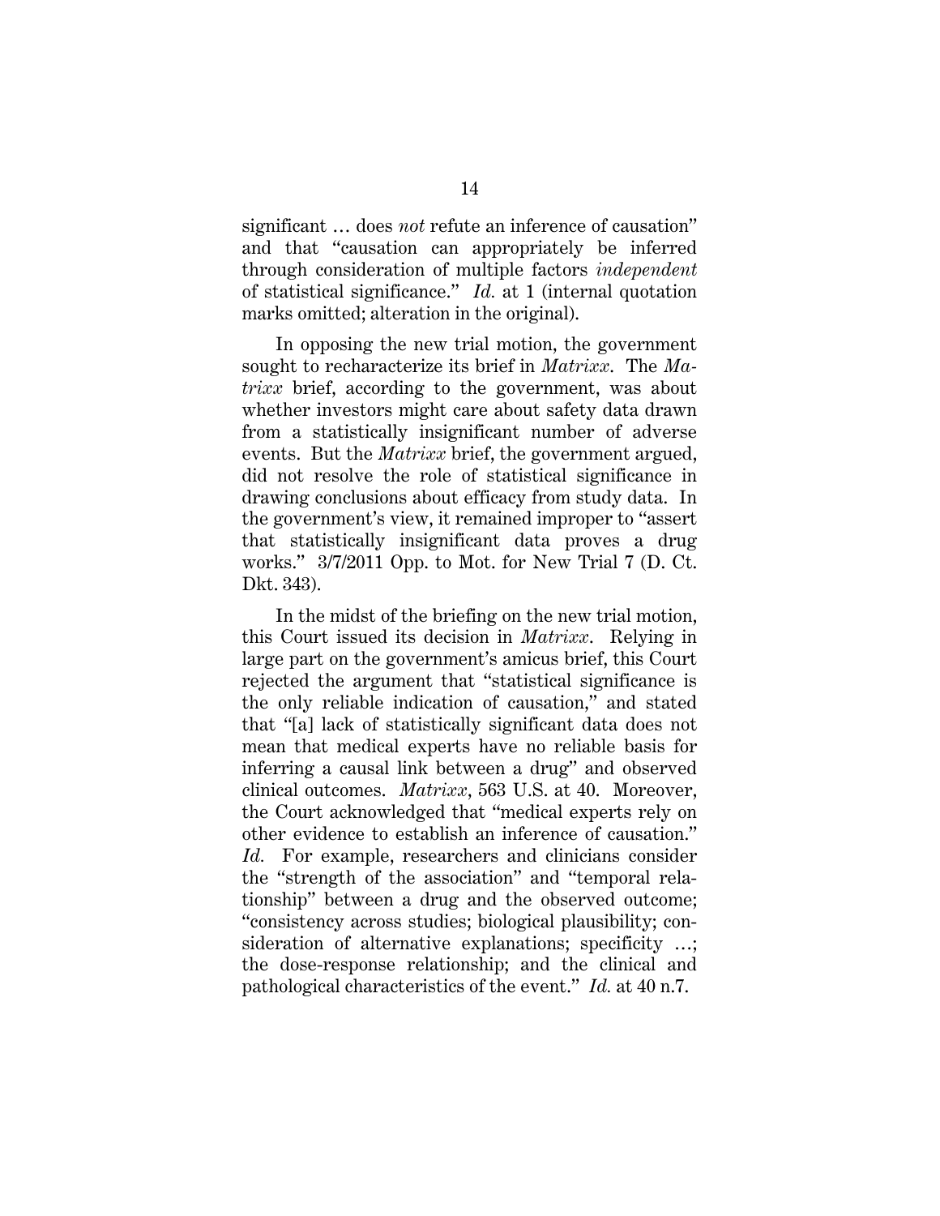significant … does *not* refute an inference of causation" and that "causation can appropriately be inferred through consideration of multiple factors *independent* of statistical significance." *Id.* at 1 (internal quotation marks omitted; alteration in the original).

In opposing the new trial motion, the government sought to recharacterize its brief in *Matrixx*. The *Matrixx* brief, according to the government, was about whether investors might care about safety data drawn from a statistically insignificant number of adverse events. But the *Matrixx* brief, the government argued, did not resolve the role of statistical significance in drawing conclusions about efficacy from study data. In the government's view, it remained improper to "assert that statistically insignificant data proves a drug works." 3/7/2011 Opp. to Mot. for New Trial 7 (D. Ct. Dkt. 343).

In the midst of the briefing on the new trial motion, this Court issued its decision in *Matrixx*. Relying in large part on the government's amicus brief, this Court rejected the argument that "statistical significance is the only reliable indication of causation," and stated that "[a] lack of statistically significant data does not mean that medical experts have no reliable basis for inferring a causal link between a drug" and observed clinical outcomes. *Matrixx*, 563 U.S. at 40. Moreover, the Court acknowledged that "medical experts rely on other evidence to establish an inference of causation." *Id.* For example, researchers and clinicians consider the "strength of the association" and "temporal relationship" between a drug and the observed outcome; "consistency across studies; biological plausibility; consideration of alternative explanations; specificity …; the dose-response relationship; and the clinical and pathological characteristics of the event." *Id.* at 40 n.7.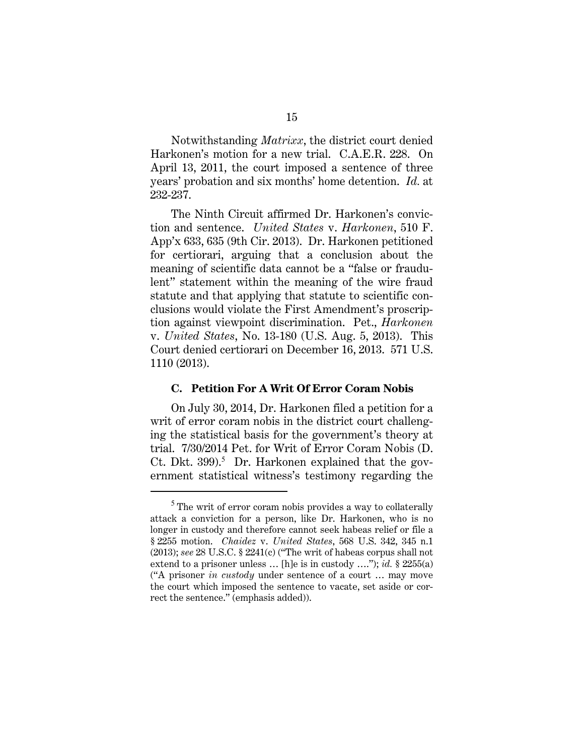Notwithstanding *Matrixx*, the district court denied Harkonen's motion for a new trial. C.A.E.R. 228. On April 13, 2011, the court imposed a sentence of three years' probation and six months' home detention. *Id.* at 232-237.

The Ninth Circuit affirmed Dr. Harkonen's conviction and sentence. *United States* v. *Harkonen*, 510 F. App'x 633, 635 (9th Cir. 2013). Dr. Harkonen petitioned for certiorari, arguing that a conclusion about the meaning of scientific data cannot be a "false or fraudulent" statement within the meaning of the wire fraud statute and that applying that statute to scientific conclusions would violate the First Amendment's proscription against viewpoint discrimination. Pet., *Harkonen* v. *United States*, No. 13-180 (U.S. Aug. 5, 2013). This Court denied certiorari on December 16, 2013. 571 U.S. 1110 (2013).

### C. Petition For A Writ Of Error Coram Nobis

On July 30, 2014, Dr. Harkonen filed a petition for a writ of error coram nobis in the district court challenging the statistical basis for the government's theory at trial. 7/30/2014 Pet. for Writ of Error Coram Nobis (D. Ct. Dkt. 399).[5] Dr. Harkonen explained that the government statistical witness's testimony regarding the

---

[5] The writ of error coram nobis provides a way to collaterally attack a conviction for a person, like Dr. Harkonen, who is no longer in custody and therefore cannot seek habeas relief or file a § 2255 motion. *Chaidez* v. *United States*, 568 U.S. 342, 345 n.1 (2013); *see* 28 U.S.C. § 2241(c) ("The writ of habeas corpus shall not extend to a prisoner unless … [h]e is in custody …."); *id.* § 2255(a) ("A prisoner *in custody* under sentence of a court … may move the court which imposed the sentence to vacate, set aside or correct the sentence." (emphasis added)).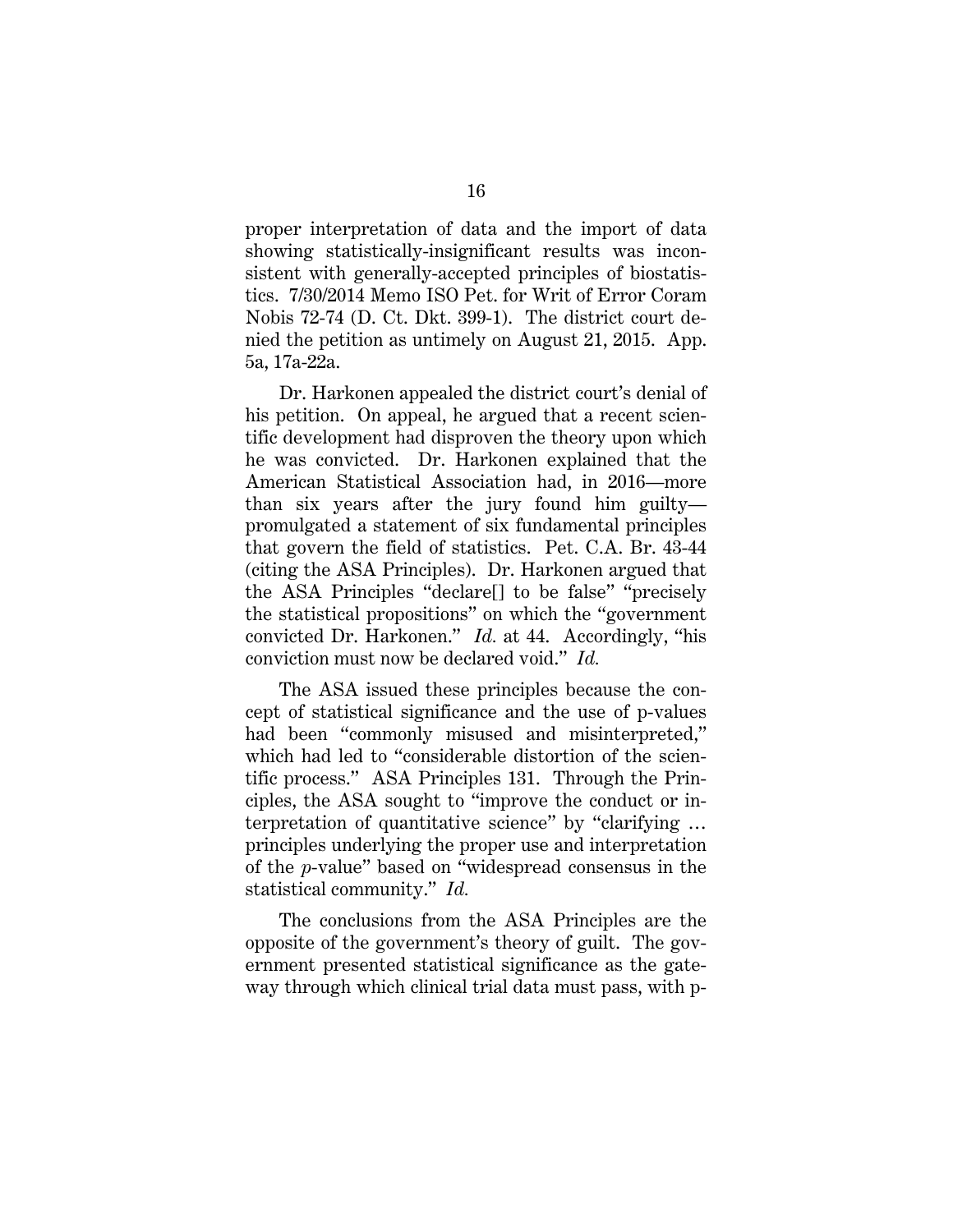proper interpretation of data and the import of data showing statistically-insignificant results was inconsistent with generally-accepted principles of biostatistics. 7/30/2014 Memo ISO Pet. for Writ of Error Coram Nobis 72-74 (D. Ct. Dkt. 399-1). The district court denied the petition as untimely on August 21, 2015. App. 5a, 17a-22a.

Dr. Harkonen appealed the district court's denial of his petition. On appeal, he argued that a recent scientific development had disproven the theory upon which he was convicted. Dr. Harkonen explained that the American Statistical Association had, in 2016—more than six years after the jury found him guilty—promulgated a statement of six fundamental principles that govern the field of statistics. Pet. C.A. Br. 43-44 (citing the ASA Principles). Dr. Harkonen argued that the ASA Principles "declare[] to be false" "precisely the statistical propositions" on which the "government convicted Dr. Harkonen." *Id.* at 44. Accordingly, "his conviction must now be declared void." *Id.*

The ASA issued these principles because the concept of statistical significance and the use of p-values had been "commonly misused and misinterpreted," which had led to "considerable distortion of the scientific process." ASA Principles 131. Through the Principles, the ASA sought to "improve the conduct or interpretation of quantitative science" by "clarifying … principles underlying the proper use and interpretation of the *p*-value" based on "widespread consensus in the statistical community." *Id.*

The conclusions from the ASA Principles are the opposite of the government's theory of guilt. The government presented statistical significance as the gateway through which clinical trial data must pass, with p-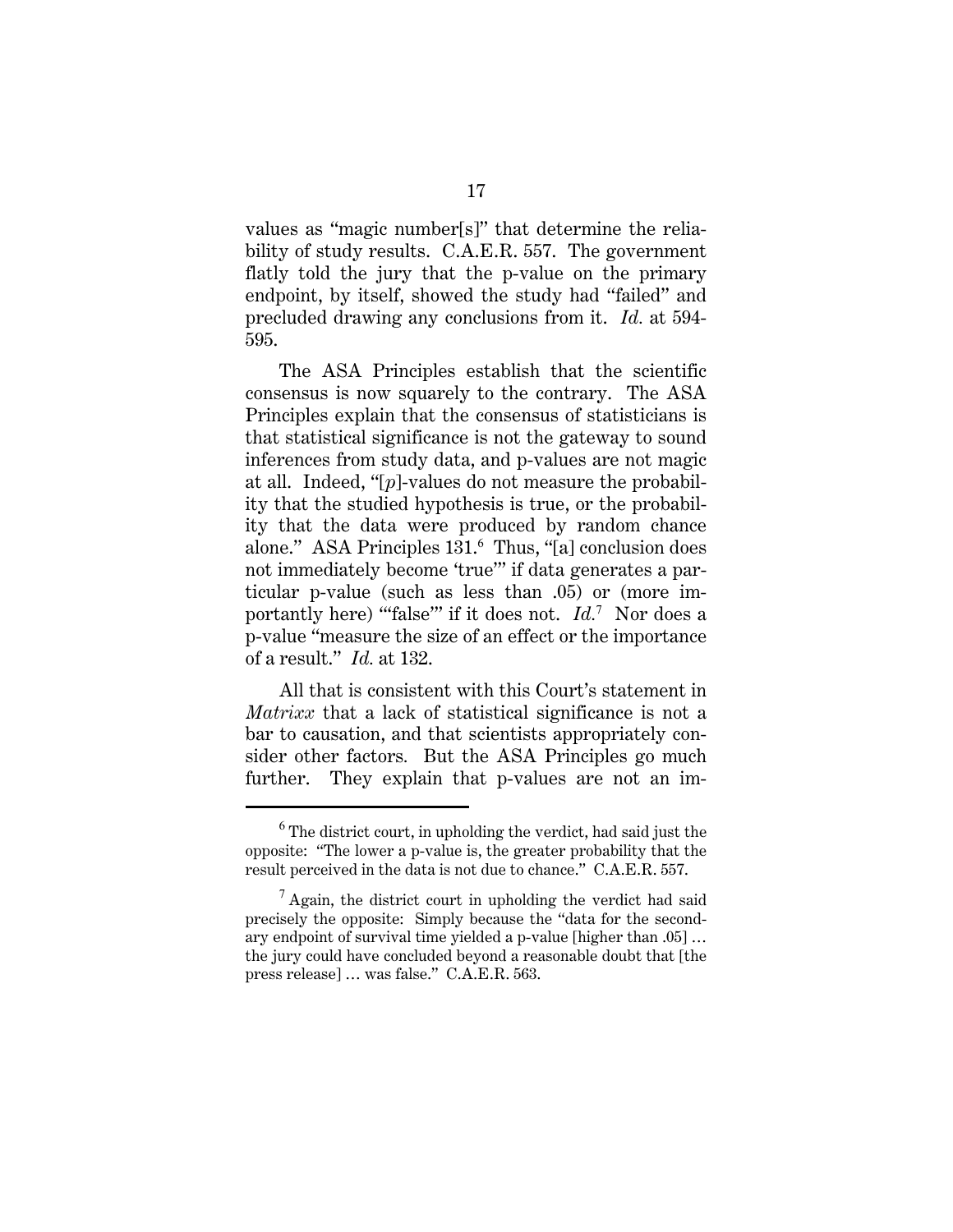values as "magic number[s]" that determine the reliability of study results. C.A.E.R. 557. The government flatly told the jury that the p-value on the primary endpoint, by itself, showed the study had "failed" and precluded drawing any conclusions from it. *Id.* at 594-595.

The ASA Principles establish that the scientific consensus is now squarely to the contrary. The ASA Principles explain that the consensus of statisticians is that statistical significance is not the gateway to sound inferences from study data, and p-values are not magic at all. Indeed, "[*p*]-values do not measure the probability that the studied hypothesis is true, or the probability that the data were produced by random chance alone." ASA Principles 131.[6] Thus, "[a] conclusion does not immediately become 'true'" if data generates a particular p-value (such as less than .05) or (more importantly here) "'false'" if it does not. *Id.*[7] Nor does a p-value "measure the size of an effect or the importance of a result." *Id.* at 132.

All that is consistent with this Court's statement in *Matrixx* that a lack of statistical significance is not a bar to causation, and that scientists appropriately consider other factors. But the ASA Principles go much further. They explain that p-values are not an im-

---

[6] The district court, in upholding the verdict, had said just the opposite: "The lower a p-value is, the greater probability that the result perceived in the data is not due to chance." C.A.E.R. 557.

[7] Again, the district court in upholding the verdict had said precisely the opposite: Simply because the "data for the secondary endpoint of survival time yielded a p-value [higher than .05] … the jury could have concluded beyond a reasonable doubt that [the press release] … was false." C.A.E.R. 563.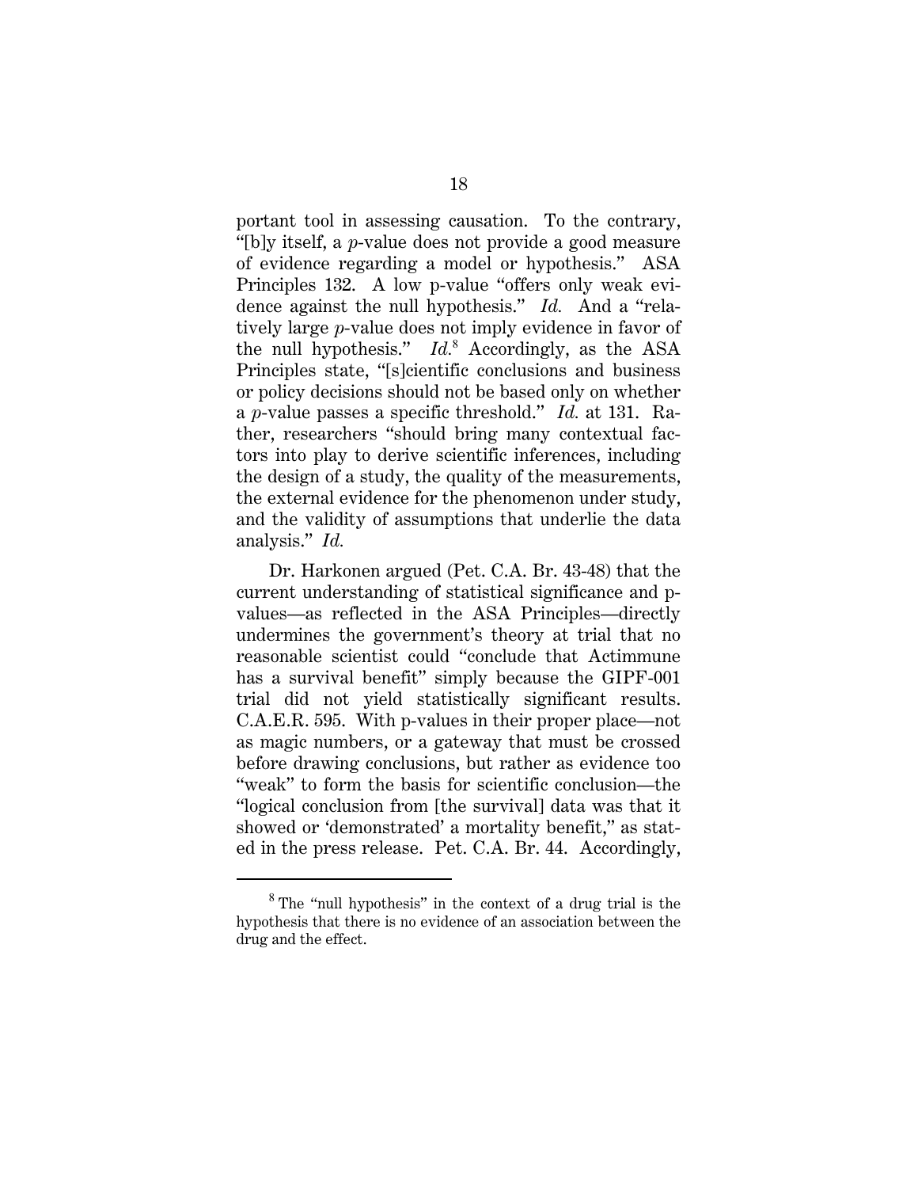portant tool in assessing causation. To the contrary, "[b]y itself, a *p*-value does not provide a good measure of evidence regarding a model or hypothesis." ASA Principles 132. A low p-value "offers only weak evidence against the null hypothesis." *Id.* And a "relatively large *p*-value does not imply evidence in favor of the null hypothesis." *Id.*[8] Accordingly, as the ASA Principles state, "[s]cientific conclusions and business or policy decisions should not be based only on whether a *p*-value passes a specific threshold." *Id.* at 131. Rather, researchers "should bring many contextual factors into play to derive scientific inferences, including the design of a study, the quality of the measurements, the external evidence for the phenomenon under study, and the validity of assumptions that underlie the data analysis." *Id.*

Dr. Harkonen argued (Pet. C.A. Br. 43-48) that the current understanding of statistical significance and p-values—as reflected in the ASA Principles—directly undermines the government's theory at trial that no reasonable scientist could "conclude that Actimmune has a survival benefit" simply because the GIPF-001 trial did not yield statistically significant results. C.A.E.R. 595. With p-values in their proper place—not as magic numbers, or a gateway that must be crossed before drawing conclusions, but rather as evidence too "weak" to form the basis for scientific conclusion—the "logical conclusion from [the survival] data was that it showed or 'demonstrated' a mortality benefit," as stated in the press release. Pet. C.A. Br. 44. Accordingly,

---

[8] The "null hypothesis" in the context of a drug trial is the hypothesis that there is no evidence of an association between the drug and the effect.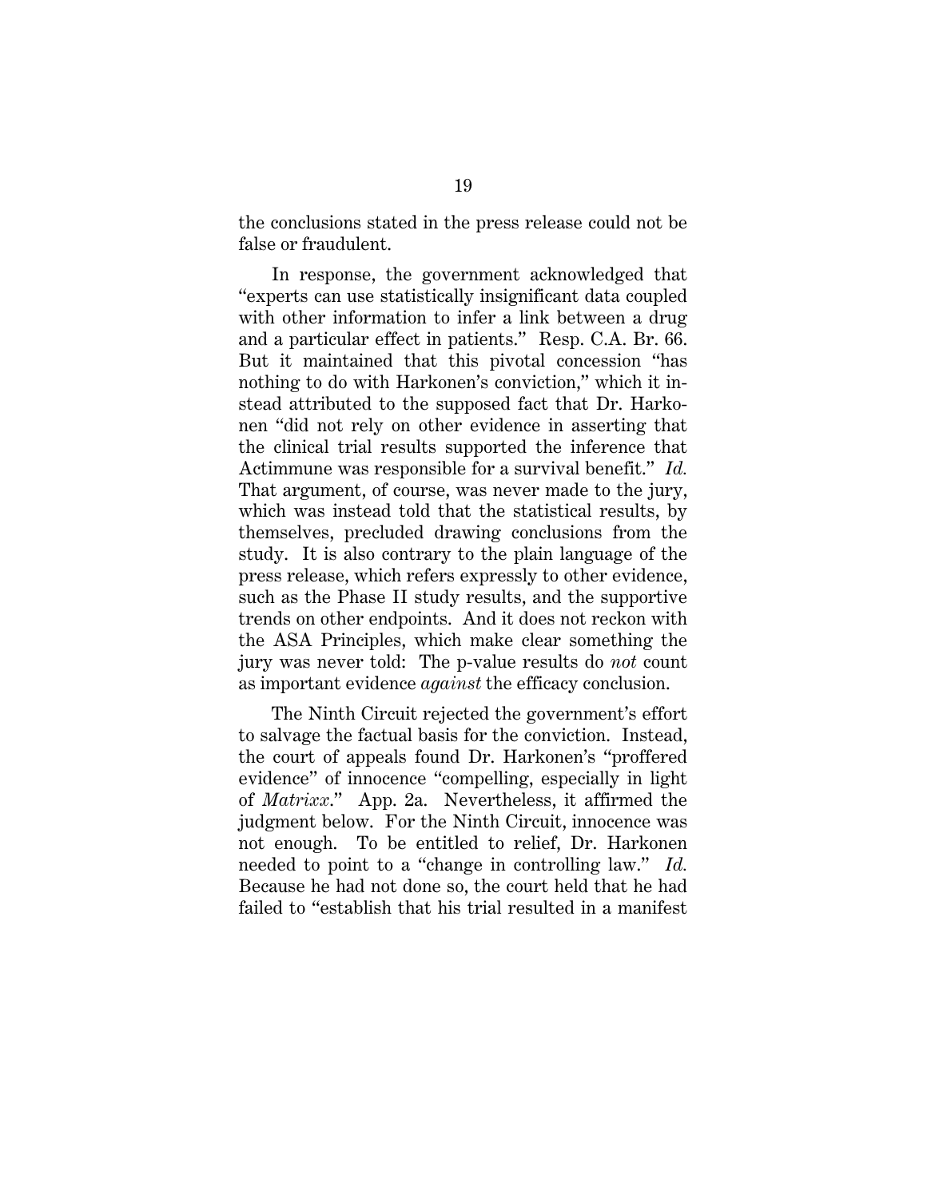the conclusions stated in the press release could not be false or fraudulent.

In response, the government acknowledged that "experts can use statistically insignificant data coupled with other information to infer a link between a drug and a particular effect in patients." Resp. C.A. Br. 66. But it maintained that this pivotal concession "has nothing to do with Harkonen's conviction," which it instead attributed to the supposed fact that Dr. Harkonen "did not rely on other evidence in asserting that the clinical trial results supported the inference that Actimmune was responsible for a survival benefit." *Id.* That argument, of course, was never made to the jury, which was instead told that the statistical results, by themselves, precluded drawing conclusions from the study. It is also contrary to the plain language of the press release, which refers expressly to other evidence, such as the Phase II study results, and the supportive trends on other endpoints. And it does not reckon with the ASA Principles, which make clear something the jury was never told: The p-value results do *not* count as important evidence *against* the efficacy conclusion.

The Ninth Circuit rejected the government's effort to salvage the factual basis for the conviction. Instead, the court of appeals found Dr. Harkonen's "proffered evidence" of innocence "compelling, especially in light of *Matrixx*." App. 2a. Nevertheless, it affirmed the judgment below. For the Ninth Circuit, innocence was not enough. To be entitled to relief, Dr. Harkonen needed to point to a "change in controlling law." *Id.* Because he had not done so, the court held that he had failed to "establish that his trial resulted in a manifest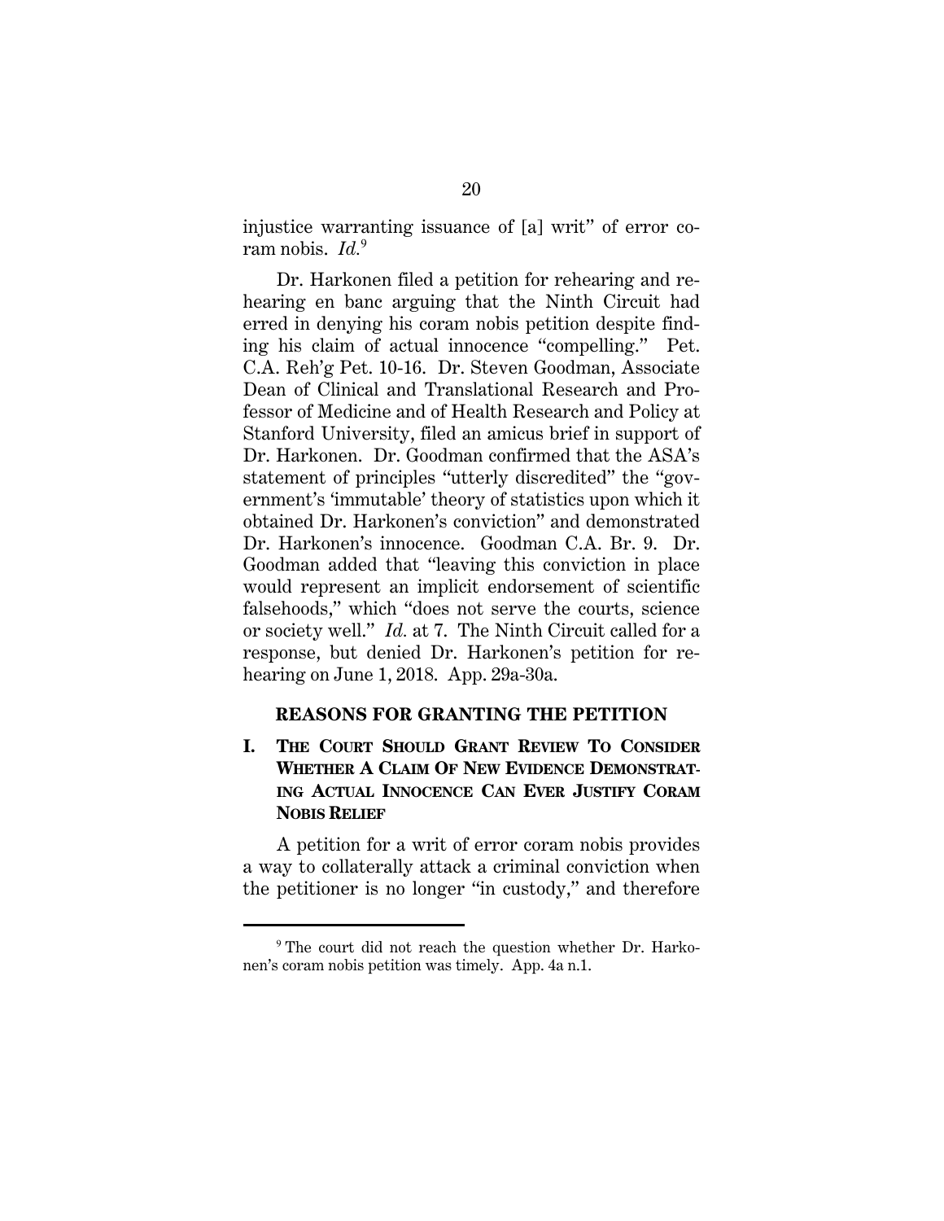injustice warranting issuance of [a] writ" of error coram nobis. *Id.*[9]

Dr. Harkonen filed a petition for rehearing and rehearing en banc arguing that the Ninth Circuit had erred in denying his coram nobis petition despite finding his claim of actual innocence "compelling." Pet. C.A. Reh'g Pet. 10-16. Dr. Steven Goodman, Associate Dean of Clinical and Translational Research and Professor of Medicine and of Health Research and Policy at Stanford University, filed an amicus brief in support of Dr. Harkonen. Dr. Goodman confirmed that the ASA's statement of principles "utterly discredited" the "government's 'immutable' theory of statistics upon which it obtained Dr. Harkonen's conviction" and demonstrated Dr. Harkonen's innocence. Goodman C.A. Br. 9. Dr. Goodman added that "leaving this conviction in place would represent an implicit endorsement of scientific falsehoods," which "does not serve the courts, science or society well." *Id.* at 7. The Ninth Circuit called for a response, but denied Dr. Harkonen's petition for rehearing on June 1, 2018. App. 29a-30a.

## REASONS FOR GRANTING THE PETITION

### I. The Court Should Grant Review To Consider Whether A Claim Of New Evidence Demonstrating Actual Innocence Can Ever Justify Coram Nobis Relief

A petition for a writ of error coram nobis provides a way to collaterally attack a criminal conviction when the petitioner is no longer "in custody," and therefore

[9] The court did not reach the question whether Dr. Harkonen's coram nobis petition was timely. App. 4a n.1.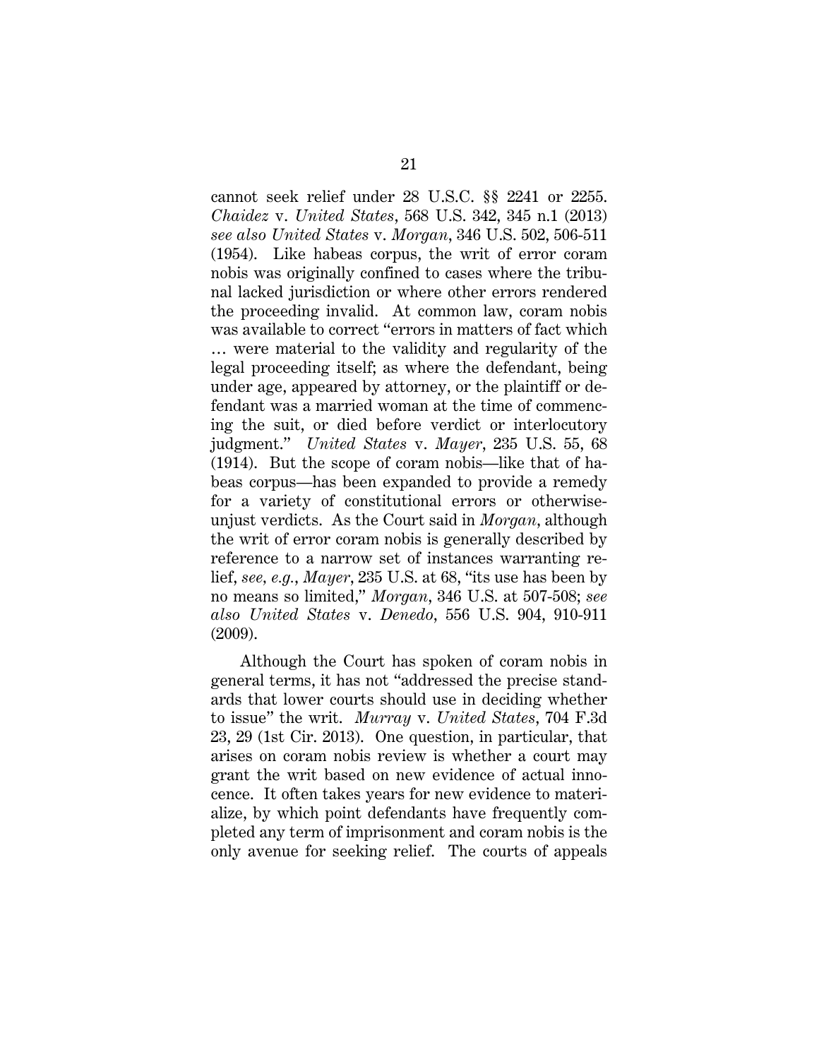cannot seek relief under 28 U.S.C. §§ 2241 or 2255. *Chaidez* v. *United States*, 568 U.S. 342, 345 n.1 (2013) *see also United States* v. *Morgan*, 346 U.S. 502, 506-511 (1954). Like habeas corpus, the writ of error coram nobis was originally confined to cases where the tribunal lacked jurisdiction or where other errors rendered the proceeding invalid. At common law, coram nobis was available to correct "errors in matters of fact which … were material to the validity and regularity of the legal proceeding itself; as where the defendant, being under age, appeared by attorney, or the plaintiff or defendant was a married woman at the time of commencing the suit, or died before verdict or interlocutory judgment." *United States* v. *Mayer*, 235 U.S. 55, 68 (1914). But the scope of coram nobis—like that of habeas corpus—has been expanded to provide a remedy for a variety of constitutional errors or otherwise-unjust verdicts. As the Court said in *Morgan*, although the writ of error coram nobis is generally described by reference to a narrow set of instances warranting relief, *see, e.g.*, *Mayer*, 235 U.S. at 68, "its use has been by no means so limited," *Morgan*, 346 U.S. at 507-508; *see also United States* v. *Denedo*, 556 U.S. 904, 910-911 (2009).

Although the Court has spoken of coram nobis in general terms, it has not "addressed the precise standards that lower courts should use in deciding whether to issue" the writ. *Murray* v. *United States*, 704 F.3d 23, 29 (1st Cir. 2013). One question, in particular, that arises on coram nobis review is whether a court may grant the writ based on new evidence of actual innocence. It often takes years for new evidence to materialize, by which point defendants have frequently completed any term of imprisonment and coram nobis is the only avenue for seeking relief. The courts of appeals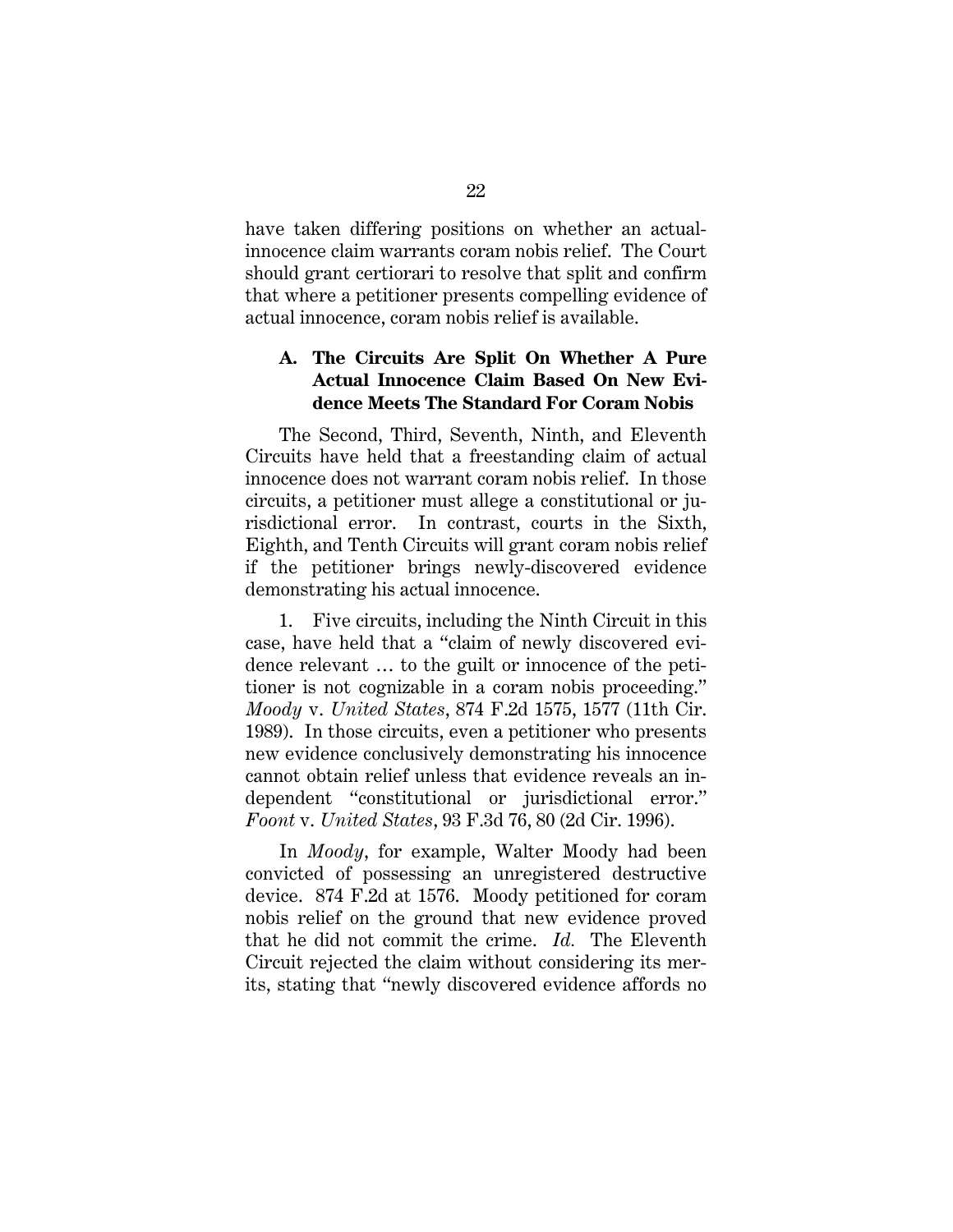have taken differing positions on whether an actual-innocence claim warrants coram nobis relief. The Court should grant certiorari to resolve that split and confirm that where a petitioner presents compelling evidence of actual innocence, coram nobis relief is available.

### A. The Circuits Are Split On Whether A Pure Actual Innocence Claim Based On New Evidence Meets The Standard For Coram Nobis

The Second, Third, Seventh, Ninth, and Eleventh Circuits have held that a freestanding claim of actual innocence does not warrant coram nobis relief. In those circuits, a petitioner must allege a constitutional or jurisdictional error. In contrast, courts in the Sixth, Eighth, and Tenth Circuits will grant coram nobis relief if the petitioner brings newly-discovered evidence demonstrating his actual innocence.

1. Five circuits, including the Ninth Circuit in this case, have held that a "claim of newly discovered evidence relevant … to the guilt or innocence of the petitioner is not cognizable in a coram nobis proceeding." *Moody* v. *United States*, 874 F.2d 1575, 1577 (11th Cir. 1989). In those circuits, even a petitioner who presents new evidence conclusively demonstrating his innocence cannot obtain relief unless that evidence reveals an independent "constitutional or jurisdictional error." *Foont* v. *United States*, 93 F.3d 76, 80 (2d Cir. 1996).

In *Moody*, for example, Walter Moody had been convicted of possessing an unregistered destructive device. 874 F.2d at 1576. Moody petitioned for coram nobis relief on the ground that new evidence proved that he did not commit the crime. *Id.* The Eleventh Circuit rejected the claim without considering its merits, stating that "newly discovered evidence affords no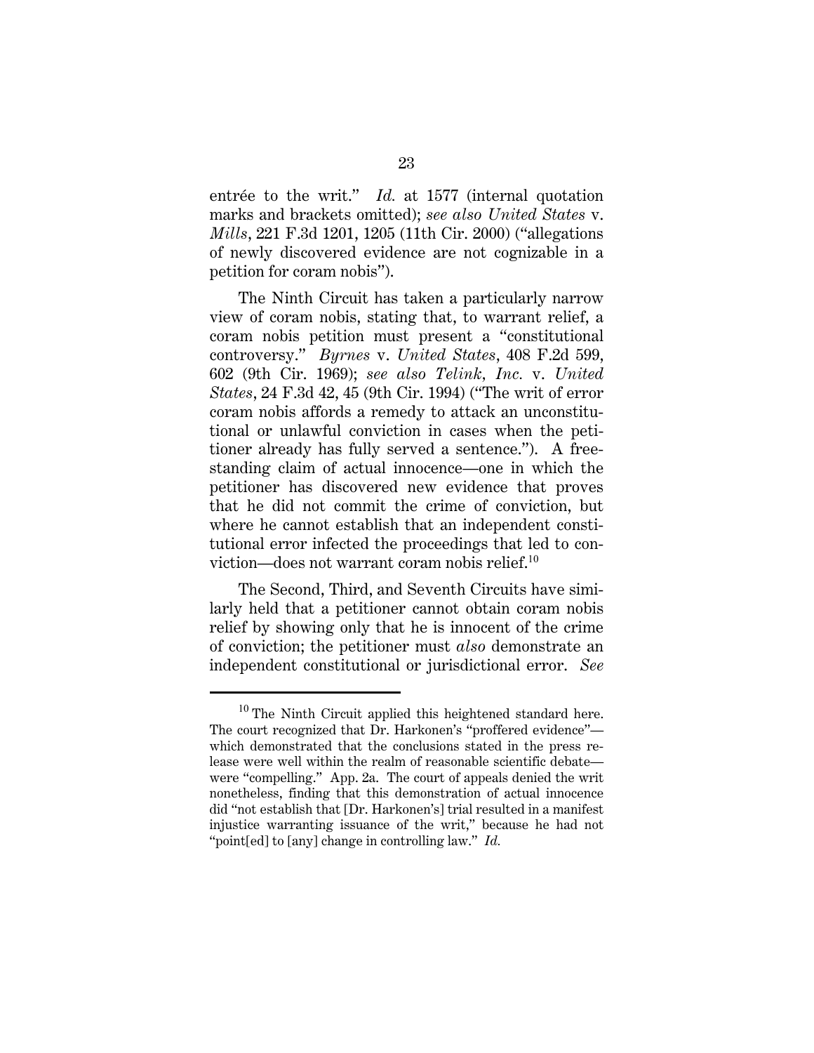entrée to the writ." *Id.* at 1577 (internal quotation marks and brackets omitted); *see also United States* v. *Mills*, 221 F.3d 1201, 1205 (11th Cir. 2000) ("allegations of newly discovered evidence are not cognizable in a petition for coram nobis").

The Ninth Circuit has taken a particularly narrow view of coram nobis, stating that, to warrant relief, a coram nobis petition must present a "constitutional controversy." *Byrnes* v. *United States*, 408 F.2d 599, 602 (9th Cir. 1969); *see also Telink, Inc.* v. *United States*, 24 F.3d 42, 45 (9th Cir. 1994) ("The writ of error coram nobis affords a remedy to attack an unconstitutional or unlawful conviction in cases when the petitioner already has fully served a sentence."). A freestanding claim of actual innocence—one in which the petitioner has discovered new evidence that proves that he did not commit the crime of conviction, but where he cannot establish that an independent constitutional error infected the proceedings that led to conviction—does not warrant coram nobis relief.[10]

The Second, Third, and Seventh Circuits have similarly held that a petitioner cannot obtain coram nobis relief by showing only that he is innocent of the crime of conviction; the petitioner must *also* demonstrate an independent constitutional or jurisdictional error. *See*

---

[10] The Ninth Circuit applied this heightened standard here. The court recognized that Dr. Harkonen's "proffered evidence"—which demonstrated that the conclusions stated in the press release were well within the realm of reasonable scientific debate—were "compelling." App. 2a. The court of appeals denied the writ nonetheless, finding that this demonstration of actual innocence did "not establish that [Dr. Harkonen's] trial resulted in a manifest injustice warranting issuance of the writ," because he had not "point[ed] to [any] change in controlling law." *Id.*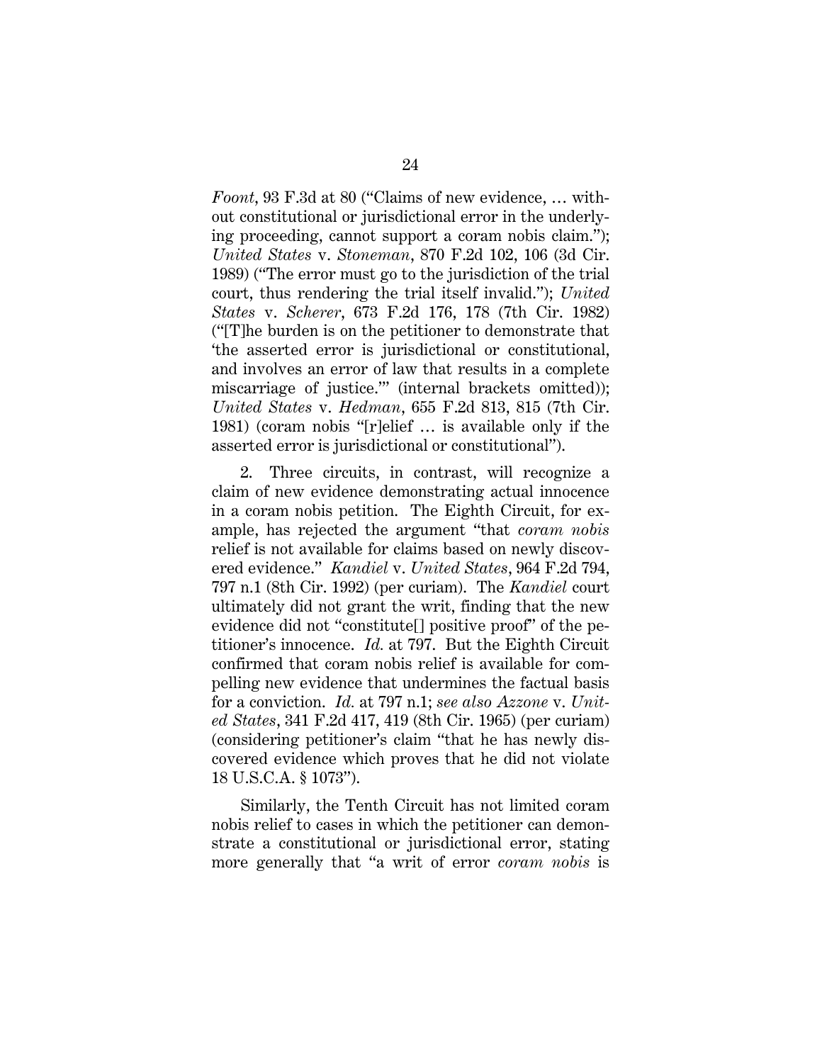*Foont*, 93 F.3d at 80 ("Claims of new evidence, … without constitutional or jurisdictional error in the underlying proceeding, cannot support a coram nobis claim."); *United States* v. *Stoneman*, 870 F.2d 102, 106 (3d Cir. 1989) ("The error must go to the jurisdiction of the trial court, thus rendering the trial itself invalid."); *United States* v. *Scherer*, 673 F.2d 176, 178 (7th Cir. 1982) ("[T]he burden is on the petitioner to demonstrate that 'the asserted error is jurisdictional or constitutional, and involves an error of law that results in a complete miscarriage of justice.'" (internal brackets omitted)); *United States* v. *Hedman*, 655 F.2d 813, 815 (7th Cir. 1981) (coram nobis "[r]elief … is available only if the asserted error is jurisdictional or constitutional").

2. Three circuits, in contrast, will recognize a claim of new evidence demonstrating actual innocence in a coram nobis petition. The Eighth Circuit, for example, has rejected the argument "that *coram nobis* relief is not available for claims based on newly discovered evidence." *Kandiel* v. *United States*, 964 F.2d 794, 797 n.1 (8th Cir. 1992) (per curiam). The *Kandiel* court ultimately did not grant the writ, finding that the new evidence did not "constitute[] positive proof" of the petitioner's innocence. *Id.* at 797. But the Eighth Circuit confirmed that coram nobis relief is available for compelling new evidence that undermines the factual basis for a conviction. *Id.* at 797 n.1; *see also Azzone* v. *United States*, 341 F.2d 417, 419 (8th Cir. 1965) (per curiam) (considering petitioner's claim "that he has newly discovered evidence which proves that he did not violate 18 U.S.C.A. § 1073").

Similarly, the Tenth Circuit has not limited coram nobis relief to cases in which the petitioner can demonstrate a constitutional or jurisdictional error, stating more generally that "a writ of error *coram nobis* is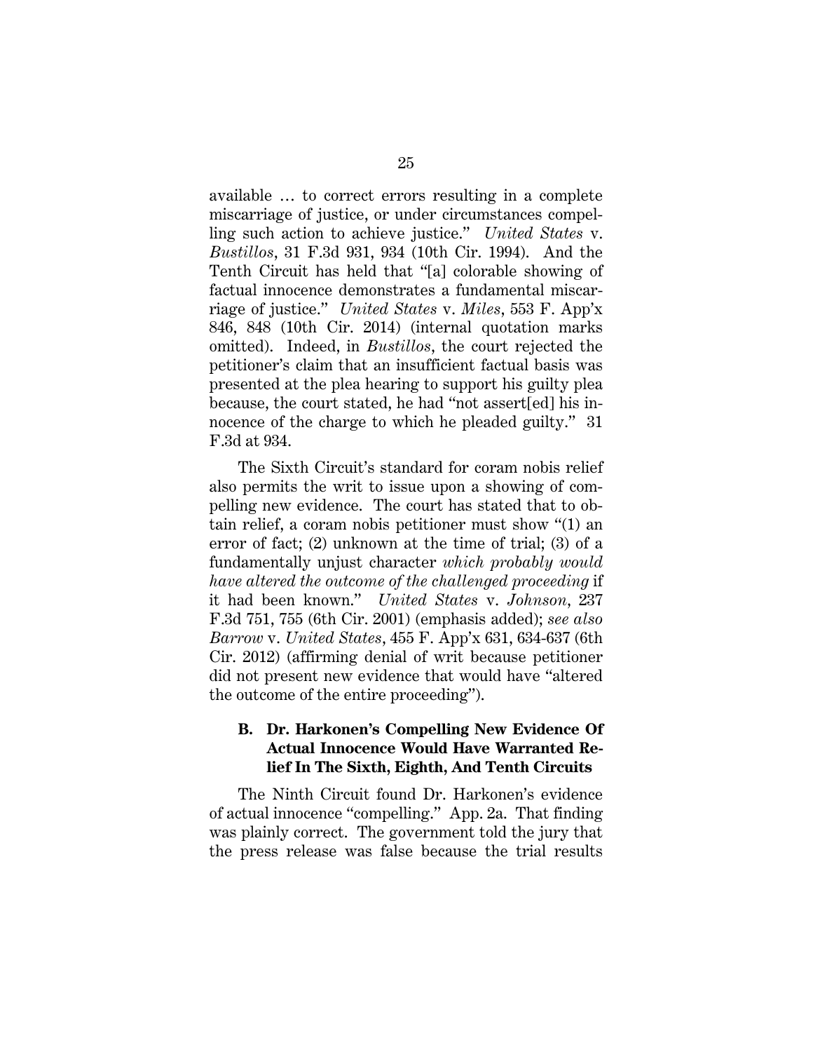available … to correct errors resulting in a complete miscarriage of justice, or under circumstances compelling such action to achieve justice." *United States* v. *Bustillos*, 31 F.3d 931, 934 (10th Cir. 1994). And the Tenth Circuit has held that "[a] colorable showing of factual innocence demonstrates a fundamental miscarriage of justice." *United States* v. *Miles*, 553 F. App'x 846, 848 (10th Cir. 2014) (internal quotation marks omitted). Indeed, in *Bustillos*, the court rejected the petitioner's claim that an insufficient factual basis was presented at the plea hearing to support his guilty plea because, the court stated, he had "not assert[ed] his innocence of the charge to which he pleaded guilty." 31 F.3d at 934.

The Sixth Circuit's standard for coram nobis relief also permits the writ to issue upon a showing of compelling new evidence. The court has stated that to obtain relief, a coram nobis petitioner must show "(1) an error of fact; (2) unknown at the time of trial; (3) of a fundamentally unjust character *which probably would have altered the outcome of the challenged proceeding* if it had been known." *United States* v. *Johnson*, 237 F.3d 751, 755 (6th Cir. 2001) (emphasis added); *see also Barrow* v. *United States*, 455 F. App'x 631, 634-637 (6th Cir. 2012) (affirming denial of writ because petitioner did not present new evidence that would have "altered the outcome of the entire proceeding").

### B. Dr. Harkonen's Compelling New Evidence Of Actual Innocence Would Have Warranted Relief In The Sixth, Eighth, And Tenth Circuits

The Ninth Circuit found Dr. Harkonen's evidence of actual innocence "compelling." App. 2a. That finding was plainly correct. The government told the jury that the press release was false because the trial results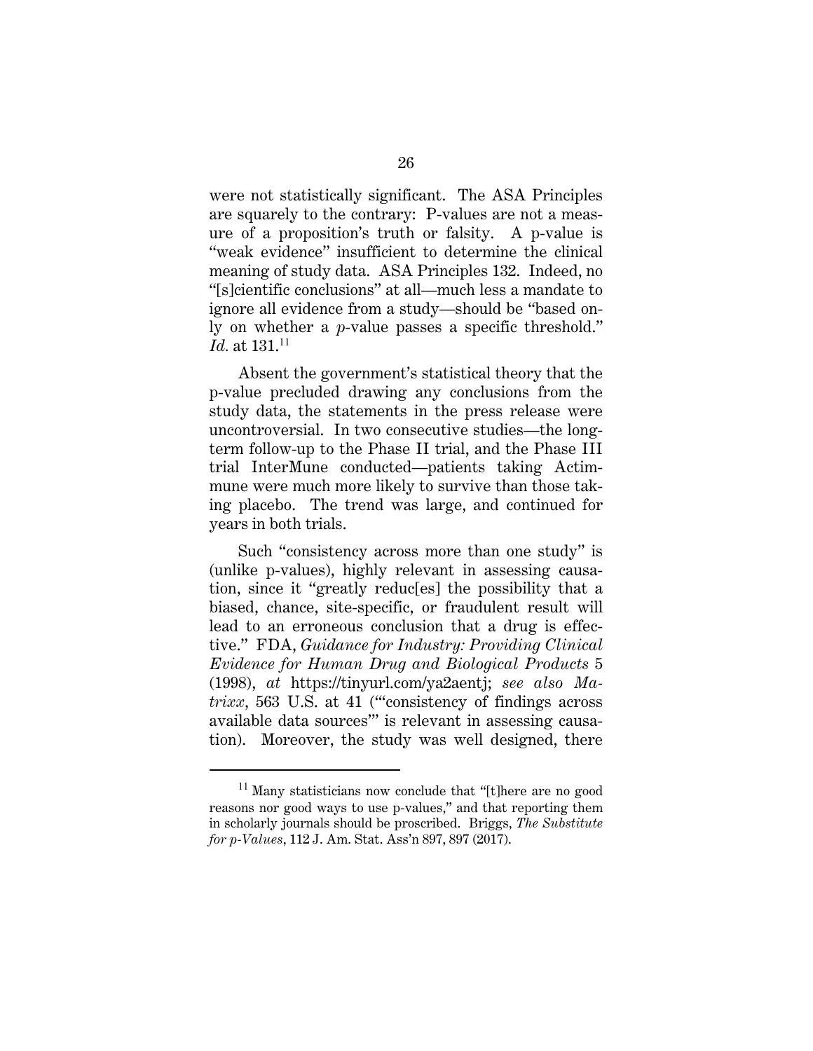were not statistically significant. The ASA Principles are squarely to the contrary: P-values are not a measure of a proposition's truth or falsity. A p-value is "weak evidence" insufficient to determine the clinical meaning of study data. ASA Principles 132. Indeed, no "[s]cientific conclusions" at all—much less a mandate to ignore all evidence from a study—should be "based only on whether a *p*-value passes a specific threshold." *Id.* at 131.[11]

Absent the government's statistical theory that the p-value precluded drawing any conclusions from the study data, the statements in the press release were uncontroversial. In two consecutive studies—the long-term follow-up to the Phase II trial, and the Phase III trial InterMune conducted—patients taking Actimmune were much more likely to survive than those taking placebo. The trend was large, and continued for years in both trials.

Such "consistency across more than one study" is (unlike p-values), highly relevant in assessing causation, since it "greatly reduc[es] the possibility that a biased, chance, site-specific, or fraudulent result will lead to an erroneous conclusion that a drug is effective." FDA, *Guidance for Industry: Providing Clinical Evidence for Human Drug and Biological Products* 5 (1998), *at* https://tinyurl.com/ya2aentj; *see also Matrixx*, 563 U.S. at 41 ("'consistency of findings across available data sources'" is relevant in assessing causation). Moreover, the study was well designed, there

---

[11] Many statisticians now conclude that "[t]here are no good reasons nor good ways to use p-values," and that reporting them in scholarly journals should be proscribed. Briggs, *The Substitute for p-Values*, 112 J. Am. Stat. Ass'n 897, 897 (2017).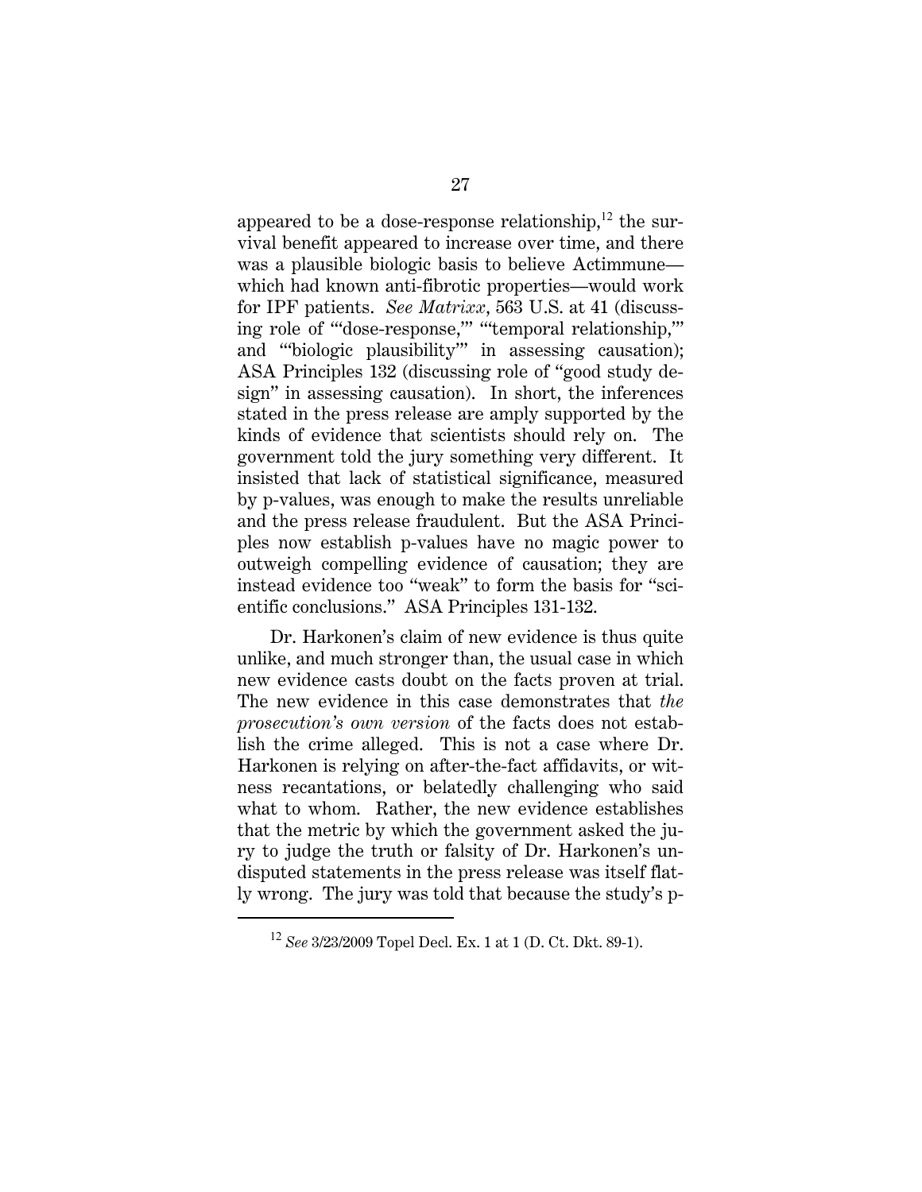appeared to be a dose-response relationship,[12] the survival benefit appeared to increase over time, and there was a plausible biologic basis to believe Actimmune—which had known anti-fibrotic properties—would work for IPF patients. *See Matrixx*, 563 U.S. at 41 (discussing role of "'dose-response,'" "'temporal relationship,'" and "'biologic plausibility'" in assessing causation); ASA Principles 132 (discussing role of "good study design" in assessing causation). In short, the inferences stated in the press release are amply supported by the kinds of evidence that scientists should rely on. The government told the jury something very different. It insisted that lack of statistical significance, measured by p-values, was enough to make the results unreliable and the press release fraudulent. But the ASA Principles now establish p-values have no magic power to outweigh compelling evidence of causation; they are instead evidence too "weak" to form the basis for "scientific conclusions." ASA Principles 131-132.

Dr. Harkonen's claim of new evidence is thus quite unlike, and much stronger than, the usual case in which new evidence casts doubt on the facts proven at trial. The new evidence in this case demonstrates that *the prosecution's own version* of the facts does not establish the crime alleged. This is not a case where Dr. Harkonen is relying on after-the-fact affidavits, or witness recantations, or belatedly challenging who said what to whom. Rather, the new evidence establishes that the metric by which the government asked the jury to judge the truth or falsity of Dr. Harkonen's undisputed statements in the press release was itself flatly wrong. The jury was told that because the study's p-

[12] *See* 3/23/2009 Topel Decl. Ex. 1 at 1 (D. Ct. Dkt. 89-1).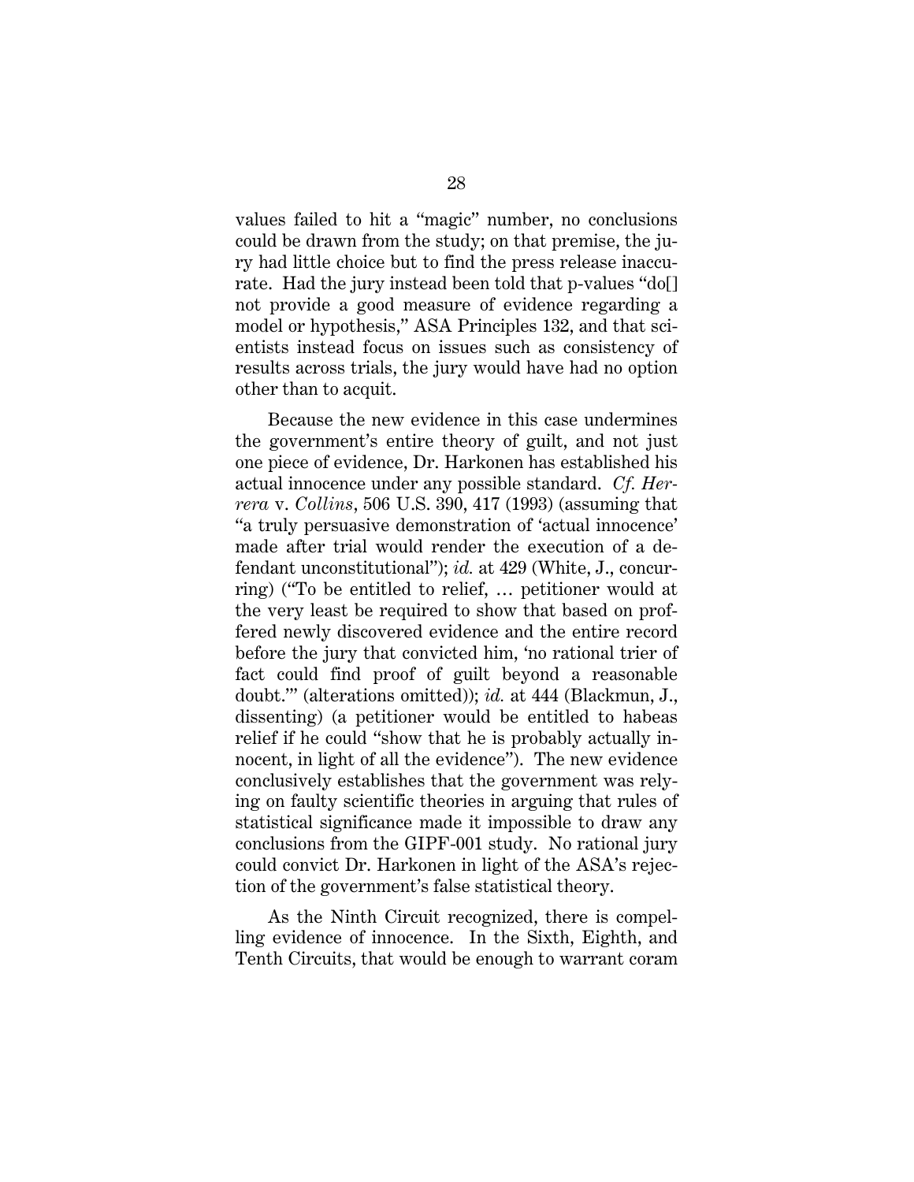values failed to hit a "magic" number, no conclusions could be drawn from the study; on that premise, the jury had little choice but to find the press release inaccurate. Had the jury instead been told that p-values "do[] not provide a good measure of evidence regarding a model or hypothesis," ASA Principles 132, and that scientists instead focus on issues such as consistency of results across trials, the jury would have had no option other than to acquit.

Because the new evidence in this case undermines the government's entire theory of guilt, and not just one piece of evidence, Dr. Harkonen has established his actual innocence under any possible standard. *Cf. Herrera* v. *Collins*, 506 U.S. 390, 417 (1993) (assuming that "a truly persuasive demonstration of 'actual innocence' made after trial would render the execution of a defendant unconstitutional"); *id.* at 429 (White, J., concurring) ("To be entitled to relief, … petitioner would at the very least be required to show that based on proffered newly discovered evidence and the entire record before the jury that convicted him, 'no rational trier of fact could find proof of guilt beyond a reasonable doubt.'" (alterations omitted)); *id.* at 444 (Blackmun, J., dissenting) (a petitioner would be entitled to habeas relief if he could "show that he is probably actually innocent, in light of all the evidence"). The new evidence conclusively establishes that the government was relying on faulty scientific theories in arguing that rules of statistical significance made it impossible to draw any conclusions from the GIPF-001 study. No rational jury could convict Dr. Harkonen in light of the ASA's rejection of the government's false statistical theory.

As the Ninth Circuit recognized, there is compelling evidence of innocence. In the Sixth, Eighth, and Tenth Circuits, that would be enough to warrant coram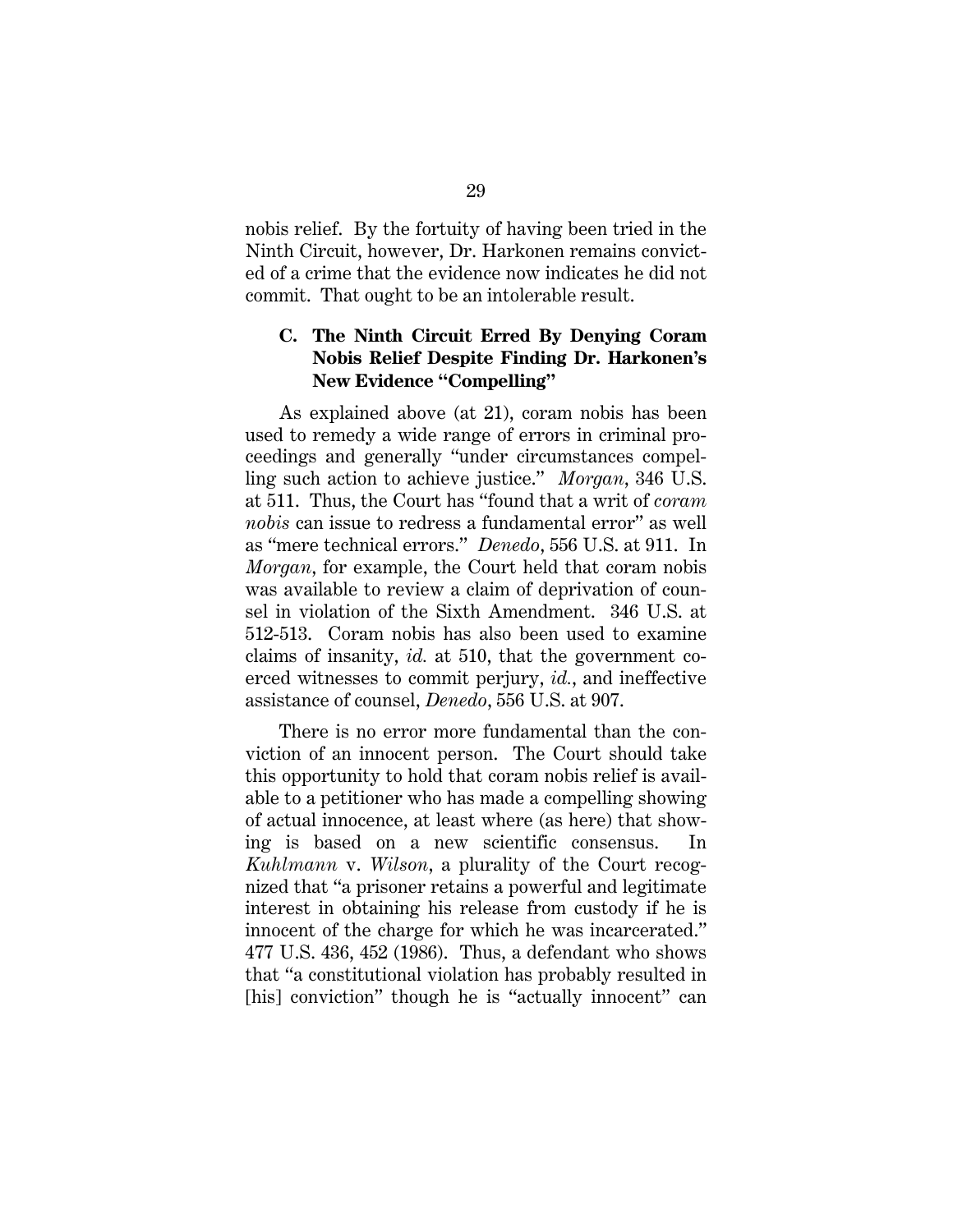nobis relief. By the fortuity of having been tried in the Ninth Circuit, however, Dr. Harkonen remains convicted of a crime that the evidence now indicates he did not commit. That ought to be an intolerable result.

### C. The Ninth Circuit Erred By Denying Coram Nobis Relief Despite Finding Dr. Harkonen's New Evidence "Compelling"

As explained above (at 21), coram nobis has been used to remedy a wide range of errors in criminal proceedings and generally "under circumstances compelling such action to achieve justice." *Morgan*, 346 U.S. at 511. Thus, the Court has "found that a writ of *coram nobis* can issue to redress a fundamental error" as well as "mere technical errors." *Denedo*, 556 U.S. at 911. In *Morgan*, for example, the Court held that coram nobis was available to review a claim of deprivation of counsel in violation of the Sixth Amendment. 346 U.S. at 512-513. Coram nobis has also been used to examine claims of insanity, *id.* at 510, that the government coerced witnesses to commit perjury, *id.*, and ineffective assistance of counsel, *Denedo*, 556 U.S. at 907.

There is no error more fundamental than the conviction of an innocent person. The Court should take this opportunity to hold that coram nobis relief is available to a petitioner who has made a compelling showing of actual innocence, at least where (as here) that showing is based on a new scientific consensus. In *Kuhlmann* v. *Wilson*, a plurality of the Court recognized that "a prisoner retains a powerful and legitimate interest in obtaining his release from custody if he is innocent of the charge for which he was incarcerated." 477 U.S. 436, 452 (1986). Thus, a defendant who shows that "a constitutional violation has probably resulted in [his] conviction" though he is "actually innocent" can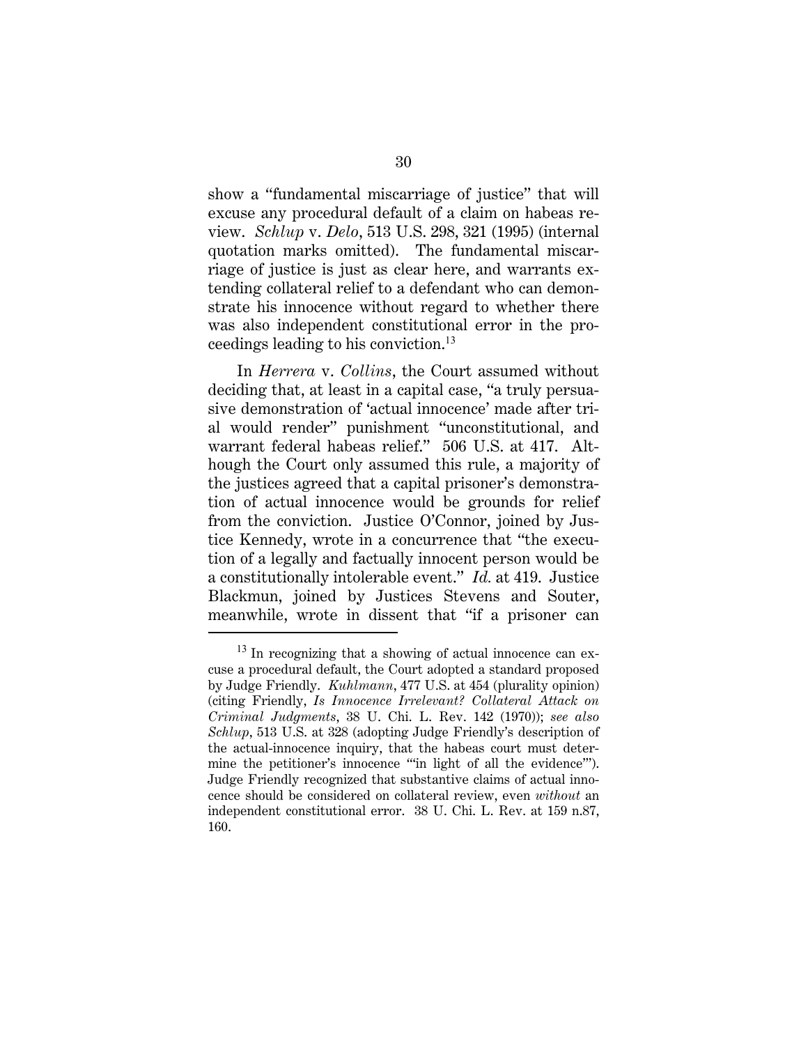show a "fundamental miscarriage of justice" that will excuse any procedural default of a claim on habeas review. *Schlup* v. *Delo*, 513 U.S. 298, 321 (1995) (internal quotation marks omitted). The fundamental miscarriage of justice is just as clear here, and warrants extending collateral relief to a defendant who can demonstrate his innocence without regard to whether there was also independent constitutional error in the proceedings leading to his conviction.[13]

In *Herrera* v. *Collins*, the Court assumed without deciding that, at least in a capital case, "a truly persuasive demonstration of 'actual innocence' made after trial would render" punishment "unconstitutional, and warrant federal habeas relief." 506 U.S. at 417. Although the Court only assumed this rule, a majority of the justices agreed that a capital prisoner's demonstration of actual innocence would be grounds for relief from the conviction. Justice O'Connor, joined by Justice Kennedy, wrote in a concurrence that "the execution of a legally and factually innocent person would be a constitutionally intolerable event." *Id.* at 419. Justice Blackmun, joined by Justices Stevens and Souter, meanwhile, wrote in dissent that "if a prisoner can

[13] In recognizing that a showing of actual innocence can excuse a procedural default, the Court adopted a standard proposed by Judge Friendly. *Kuhlmann*, 477 U.S. at 454 (plurality opinion) (citing Friendly, *Is Innocence Irrelevant? Collateral Attack on Criminal Judgments*, 38 U. Chi. L. Rev. 142 (1970)); *see also Schlup*, 513 U.S. at 328 (adopting Judge Friendly's description of the actual-innocence inquiry, that the habeas court must determine the petitioner's innocence "'in light of all the evidence'"). Judge Friendly recognized that substantive claims of actual innocence should be considered on collateral review, even *without* an independent constitutional error. 38 U. Chi. L. Rev. at 159 n.87, 160.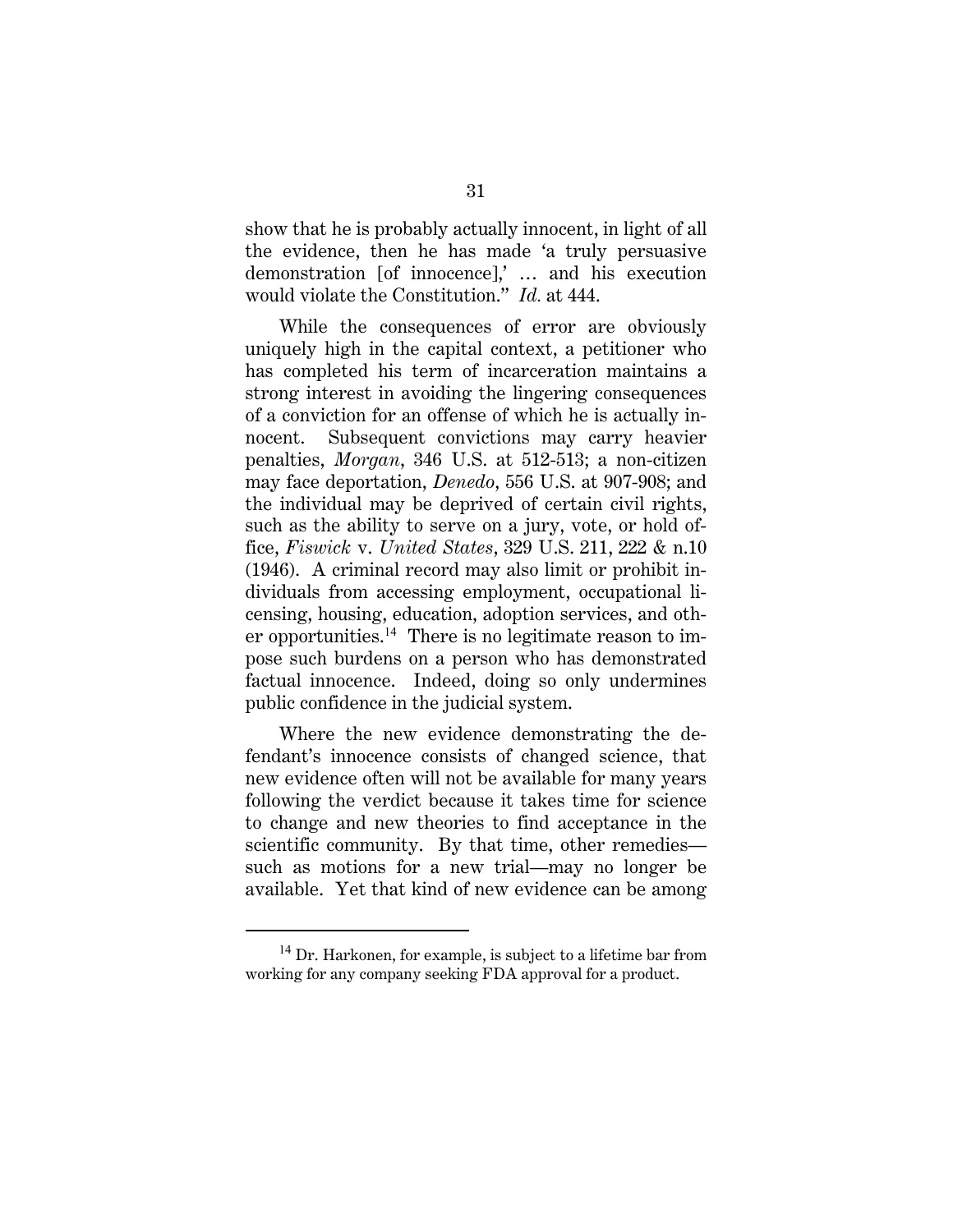show that he is probably actually innocent, in light of all the evidence, then he has made 'a truly persuasive demonstration [of innocence],' … and his execution would violate the Constitution." *Id.* at 444.

While the consequences of error are obviously uniquely high in the capital context, a petitioner who has completed his term of incarceration maintains a strong interest in avoiding the lingering consequences of a conviction for an offense of which he is actually innocent. Subsequent convictions may carry heavier penalties, *Morgan*, 346 U.S. at 512-513; a non-citizen may face deportation, *Denedo*, 556 U.S. at 907-908; and the individual may be deprived of certain civil rights, such as the ability to serve on a jury, vote, or hold office, *Fiswick* v. *United States*, 329 U.S. 211, 222 & n.10 (1946). A criminal record may also limit or prohibit individuals from accessing employment, occupational licensing, housing, education, adoption services, and other opportunities.[14] There is no legitimate reason to impose such burdens on a person who has demonstrated factual innocence. Indeed, doing so only undermines public confidence in the judicial system.

Where the new evidence demonstrating the defendant's innocence consists of changed science, that new evidence often will not be available for many years following the verdict because it takes time for science to change and new theories to find acceptance in the scientific community. By that time, other remedies—such as motions for a new trial—may no longer be available. Yet that kind of new evidence can be among

---

[14] Dr. Harkonen, for example, is subject to a lifetime bar from working for any company seeking FDA approval for a product.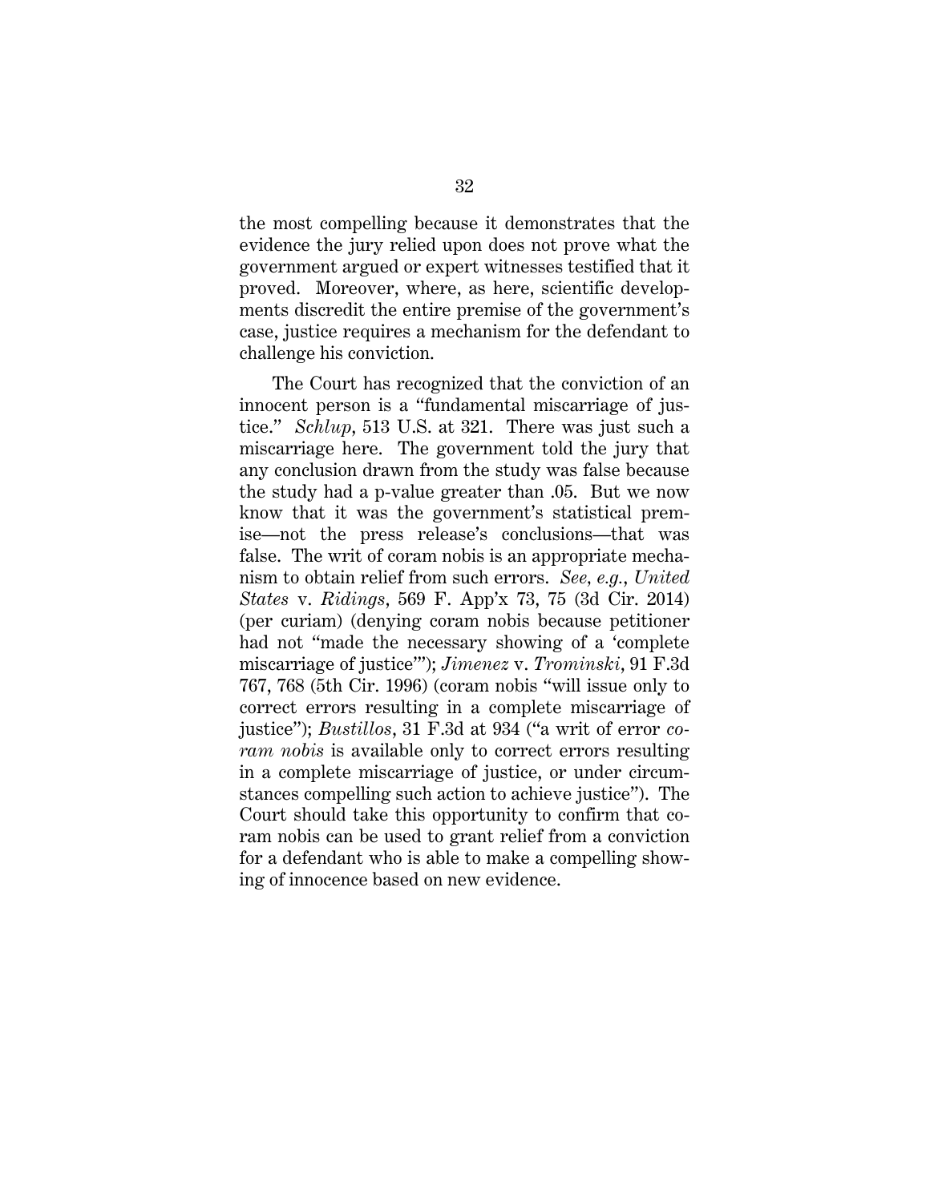the most compelling because it demonstrates that the evidence the jury relied upon does not prove what the government argued or expert witnesses testified that it proved. Moreover, where, as here, scientific developments discredit the entire premise of the government's case, justice requires a mechanism for the defendant to challenge his conviction.

The Court has recognized that the conviction of an innocent person is a "fundamental miscarriage of justice." *Schlup*, 513 U.S. at 321. There was just such a miscarriage here. The government told the jury that any conclusion drawn from the study was false because the study had a p-value greater than .05. But we now know that it was the government's statistical premise—not the press release's conclusions—that was false. The writ of coram nobis is an appropriate mechanism to obtain relief from such errors. *See, e.g.*, *United States* v. *Ridings*, 569 F. App'x 73, 75 (3d Cir. 2014) (per curiam) (denying coram nobis because petitioner had not "made the necessary showing of a 'complete miscarriage of justice'"); *Jimenez* v. *Trominski*, 91 F.3d 767, 768 (5th Cir. 1996) (coram nobis "will issue only to correct errors resulting in a complete miscarriage of justice"); *Bustillos*, 31 F.3d at 934 ("a writ of error *coram nobis* is available only to correct errors resulting in a complete miscarriage of justice, or under circumstances compelling such action to achieve justice"). The Court should take this opportunity to confirm that coram nobis can be used to grant relief from a conviction for a defendant who is able to make a compelling showing of innocence based on new evidence.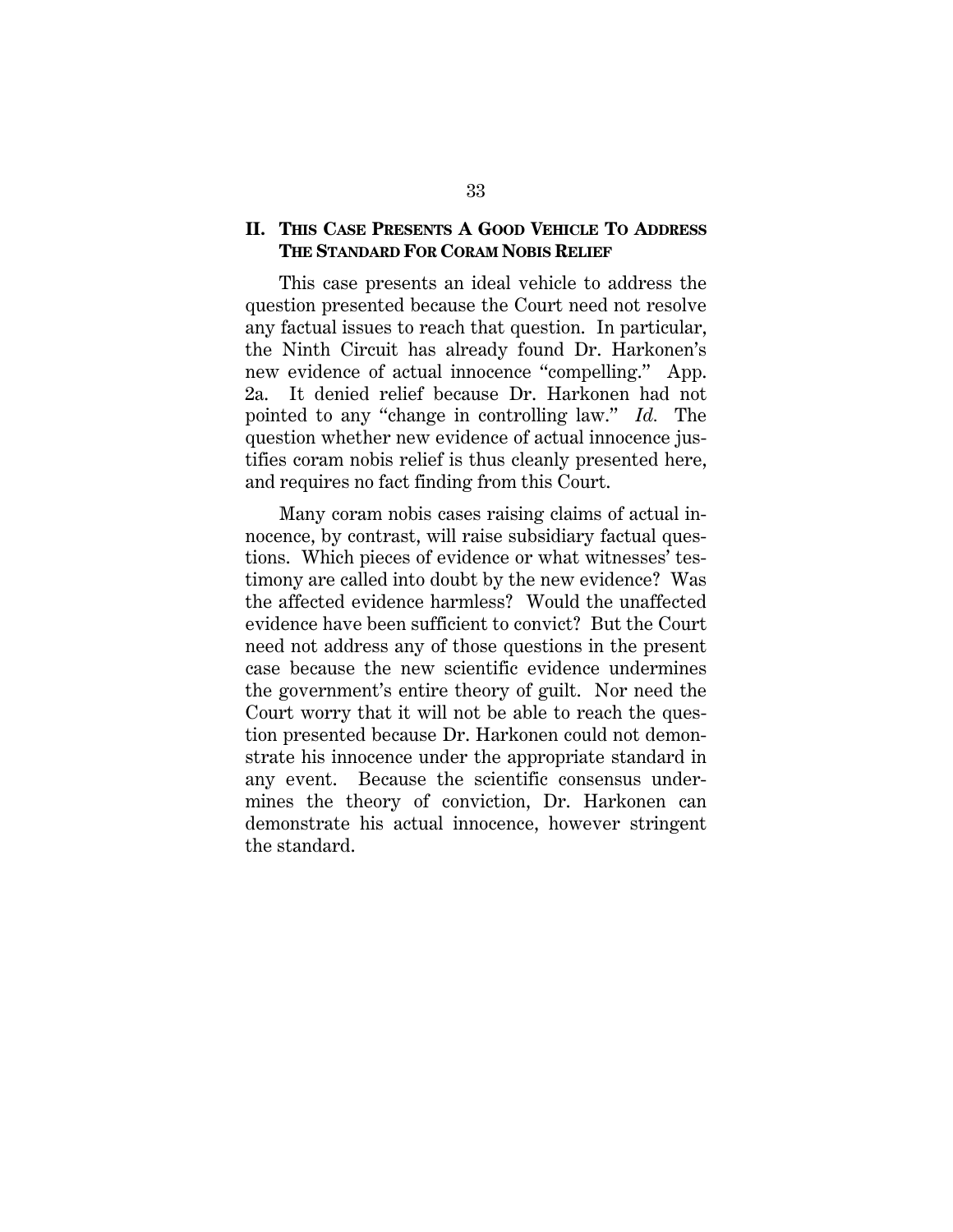## II. THIS CASE PRESENTS A GOOD VEHICLE TO ADDRESS THE STANDARD FOR CORAM NOBIS RELIEF

This case presents an ideal vehicle to address the question presented because the Court need not resolve any factual issues to reach that question. In particular, the Ninth Circuit has already found Dr. Harkonen's new evidence of actual innocence "compelling." App. 2a. It denied relief because Dr. Harkonen had not pointed to any "change in controlling law." *Id.* The question whether new evidence of actual innocence justifies coram nobis relief is thus cleanly presented here, and requires no fact finding from this Court.

Many coram nobis cases raising claims of actual innocence, by contrast, will raise subsidiary factual questions. Which pieces of evidence or what witnesses' testimony are called into doubt by the new evidence? Was the affected evidence harmless? Would the unaffected evidence have been sufficient to convict? But the Court need not address any of those questions in the present case because the new scientific evidence undermines the government's entire theory of guilt. Nor need the Court worry that it will not be able to reach the question presented because Dr. Harkonen could not demonstrate his innocence under the appropriate standard in any event. Because the scientific consensus undermines the theory of conviction, Dr. Harkonen can demonstrate his actual innocence, however stringent the standard.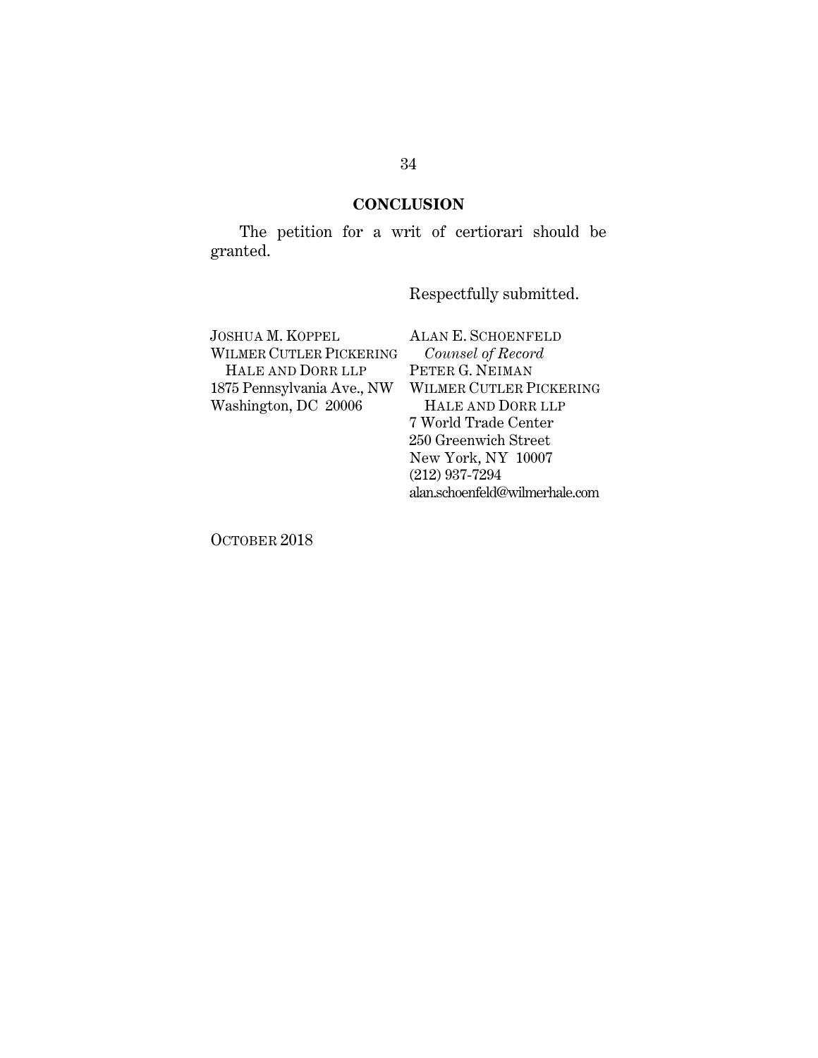## CONCLUSION

The petition for a writ of certiorari should be granted.

Respectfully submitted.

ALAN E. SCHOENFELD
*Counsel of Record*
PETER G. NEIMAN
WILMER CUTLER PICKERING
HALE AND DORR LLP
7 World Trade Center
250 Greenwich Street
New York, NY 10007
(212) 937-7294
alan.schoenfeld@wilmerhale.com

JOSHUA M. KOPPEL
WILMER CUTLER PICKERING
HALE AND DORR LLP
1875 Pennsylvania Ave., NW
Washington, DC 20006

OCTOBER 2018